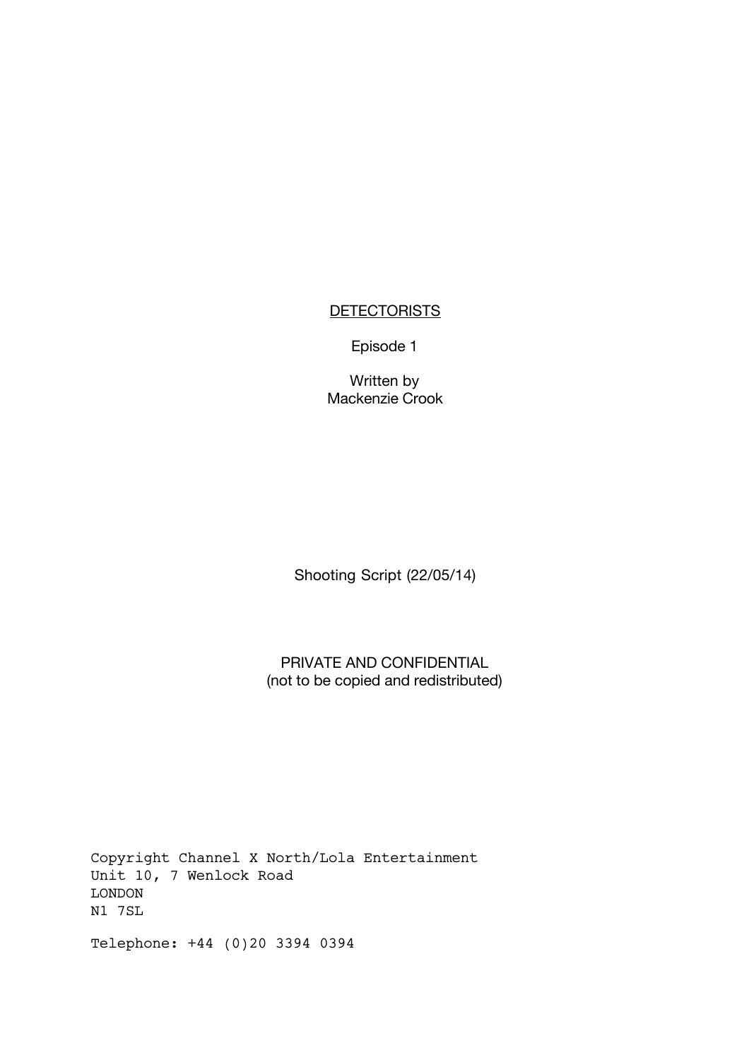# DETECTORISTS

Episode 1

Written by
Mackenzie Crook

Shooting Script (22/05/14)

PRIVATE AND CONFIDENTIAL
(not to be copied and redistributed)

Copyright Channel X North/Lola Entertainment
Unit 10, 7 Wenlock Road
LONDON
N1 7SL

Telephone: +44 (0)20 3394 0394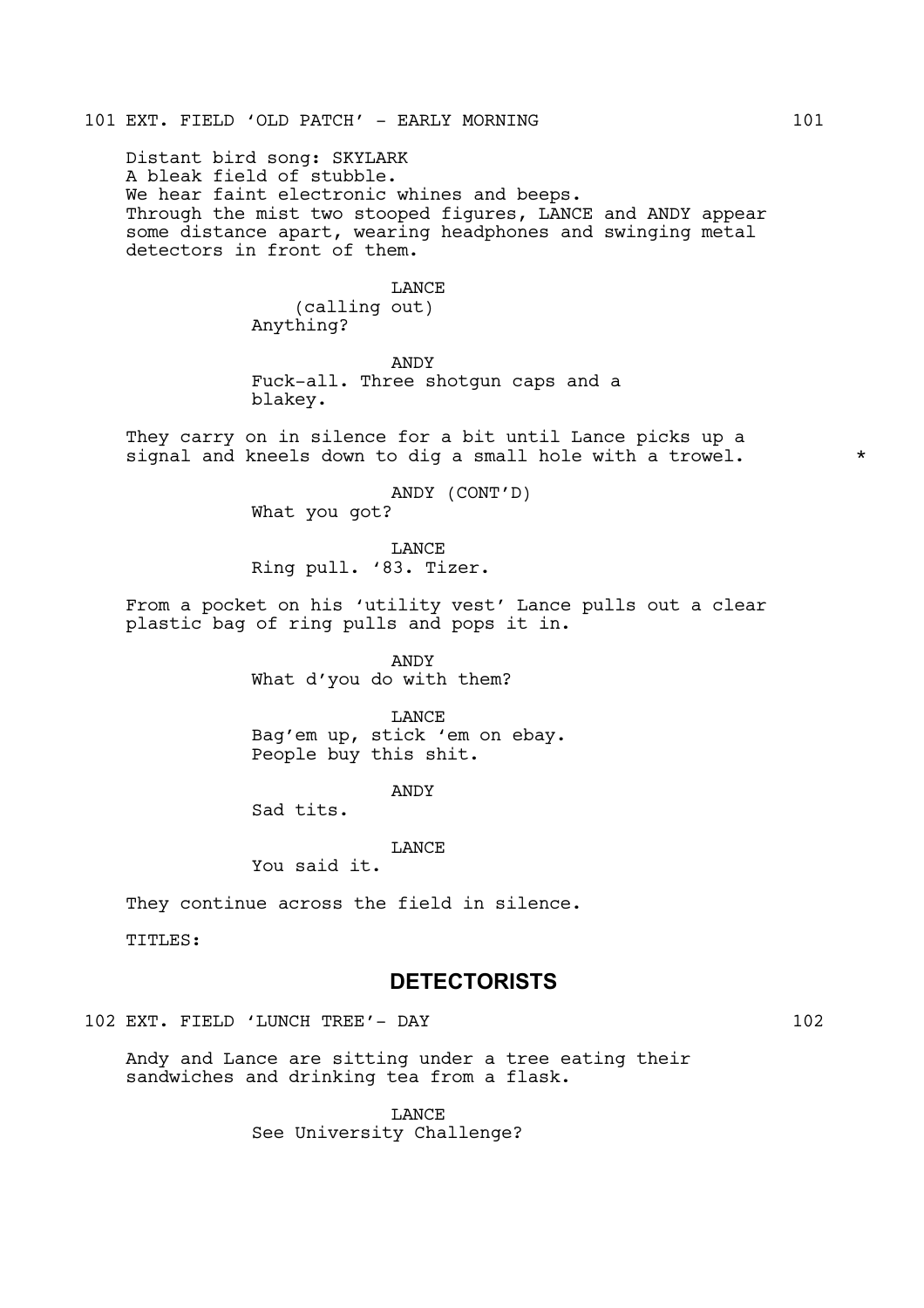101 EXT. FIELD 'OLD PATCH' - EARLY MORNING 101

Distant bird song: SKYLARK
A bleak field of stubble.
We hear faint electronic whines and beeps.
Through the mist two stooped figures, LANCE and ANDY appear some distance apart, wearing headphones and swinging metal detectors in front of them.

LANCE
(calling out)
Anything?

ANDY
Fuck-all. Three shotgun caps and a blakey.

They carry on in silence for a bit until Lance picks up a signal and kneels down to dig a small hole with a trowel. *

ANDY (CONT'D)
What you got?

LANCE
Ring pull. '83. Tizer.

From a pocket on his 'utility vest' Lance pulls out a clear plastic bag of ring pulls and pops it in.

ANDY
What d'you do with them?

LANCE
Bag'em up, stick 'em on ebay.
People buy this shit.

ANDY
Sad tits.

LANCE
You said it.

They continue across the field in silence.

TITLES:

**DETECTORISTS**

102 EXT. FIELD 'LUNCH TREE'- DAY 102

Andy and Lance are sitting under a tree eating their sandwiches and drinking tea from a flask.

LANCE
See University Challenge?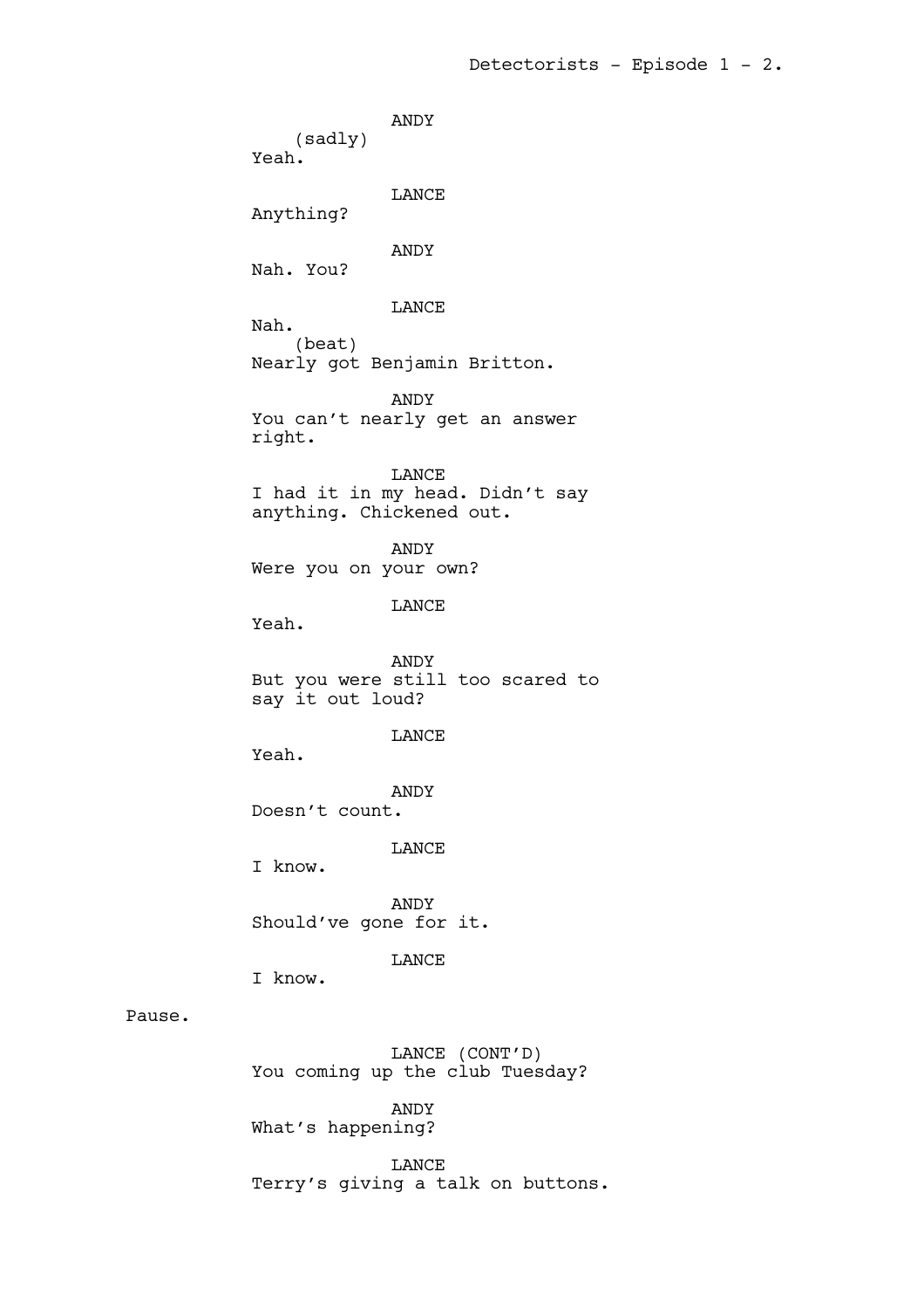ANDY
(sadly)
Yeah.

LANCE
Anything?

ANDY
Nah. You?

LANCE
Nah.
(beat)
Nearly got Benjamin Britton.

ANDY
You can't nearly get an answer right.

LANCE
I had it in my head. Didn't say anything. Chickened out.

ANDY
Were you on your own?

LANCE
Yeah.

ANDY
But you were still too scared to say it out loud?

LANCE
Yeah.

ANDY
Doesn't count.

LANCE
I know.

ANDY
Should've gone for it.

LANCE
I know.

Pause.

LANCE (CONT'D)
You coming up the club Tuesday?

ANDY
What's happening?

LANCE
Terry's giving a talk on buttons.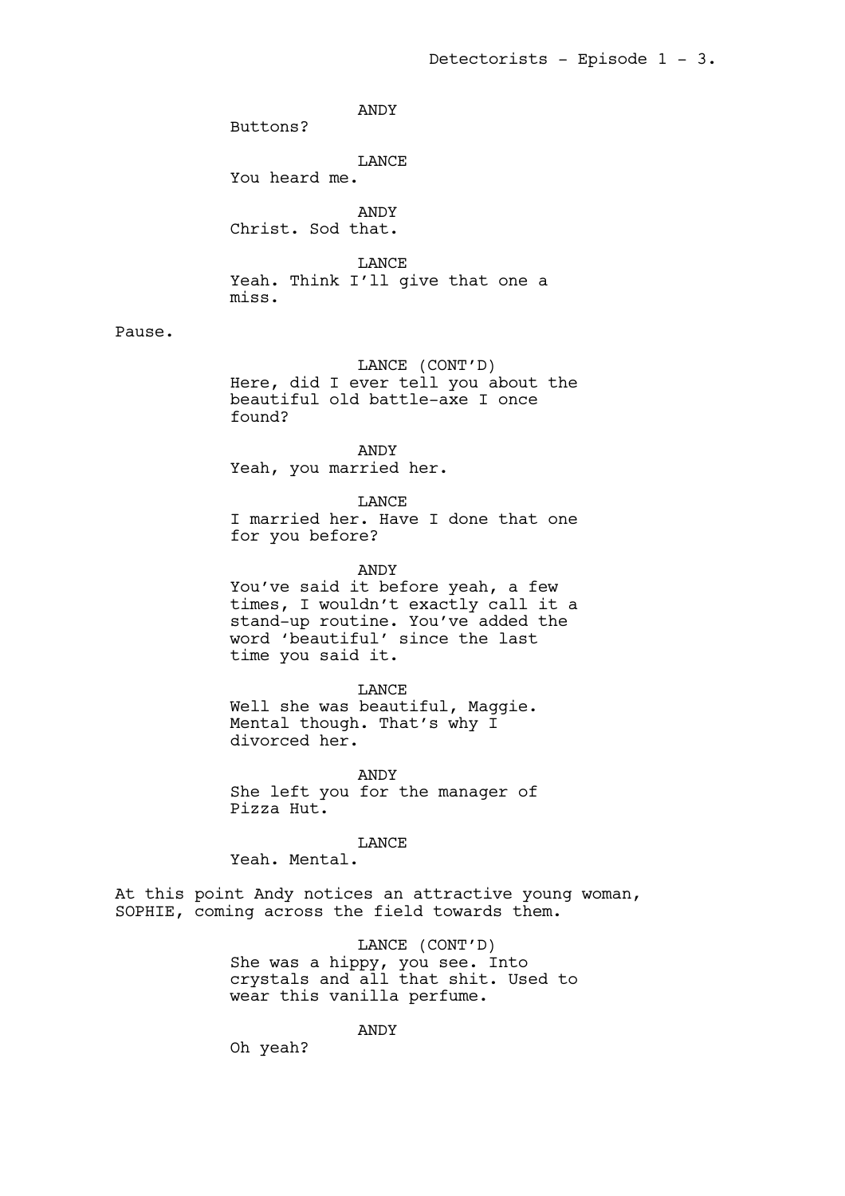ANDY
Buttons?

LANCE
You heard me.

ANDY
Christ. Sod that.

LANCE
Yeah. Think I'll give that one a miss.

Pause.

LANCE (CONT'D)
Here, did I ever tell you about the beautiful old battle-axe I once found?

ANDY
Yeah, you married her.

LANCE
I married her. Have I done that one for you before?

ANDY
You've said it before yeah, a few times, I wouldn't exactly call it a stand-up routine. You've added the word 'beautiful' since the last time you said it.

LANCE
Well she was beautiful, Maggie. Mental though. That's why I divorced her.

ANDY
She left you for the manager of Pizza Hut.

LANCE
Yeah. Mental.

At this point Andy notices an attractive young woman, SOPHIE, coming across the field towards them.

LANCE (CONT'D)
She was a hippy, you see. Into crystals and all that shit. Used to wear this vanilla perfume.

ANDY
Oh yeah?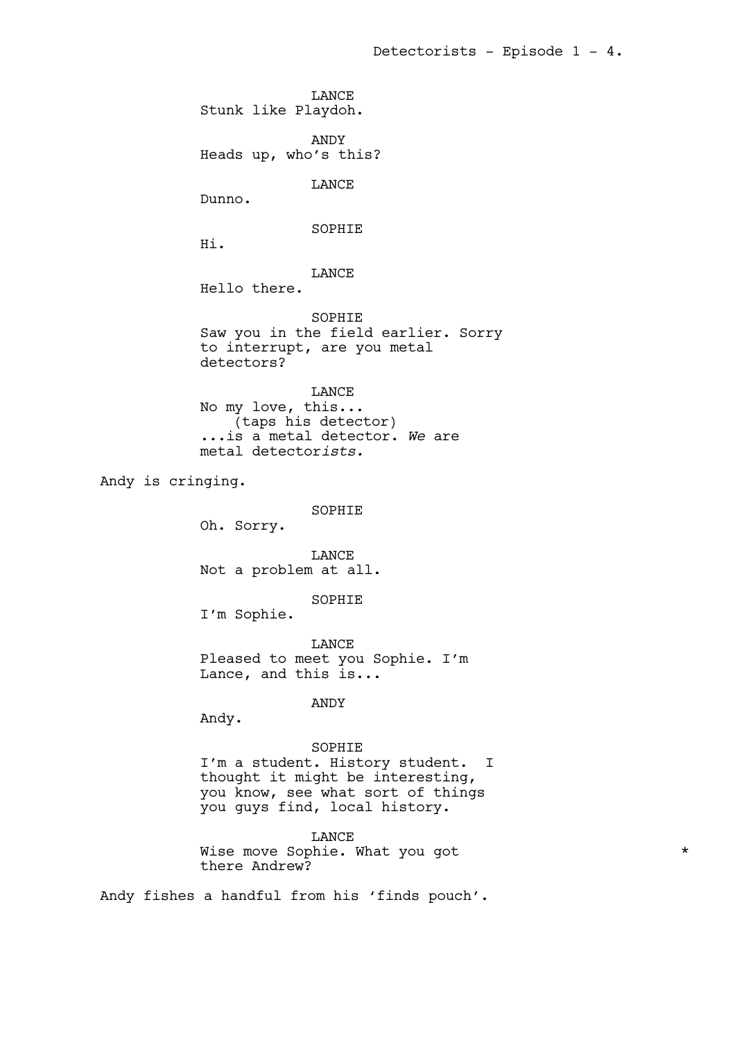LANCE
Stunk like Playdoh.

ANDY
Heads up, who's this?

LANCE
Dunno.

SOPHIE
Hi.

LANCE
Hello there.

SOPHIE
Saw you in the field earlier. Sorry to interrupt, are you metal detectors?

LANCE
No my love, this...
(taps his detector)
...is a metal detector. *We* are metal detector*ists.*

Andy is cringing.

SOPHIE
Oh. Sorry.

LANCE
Not a problem at all.

SOPHIE
I'm Sophie.

LANCE
Pleased to meet you Sophie. I'm Lance, and this is...

ANDY
Andy.

SOPHIE
I'm a student. History student. I thought it might be interesting, you know, see what sort of things you guys find, local history.

LANCE
Wise move Sophie. What you got there Andrew? *

Andy fishes a handful from his 'finds pouch'.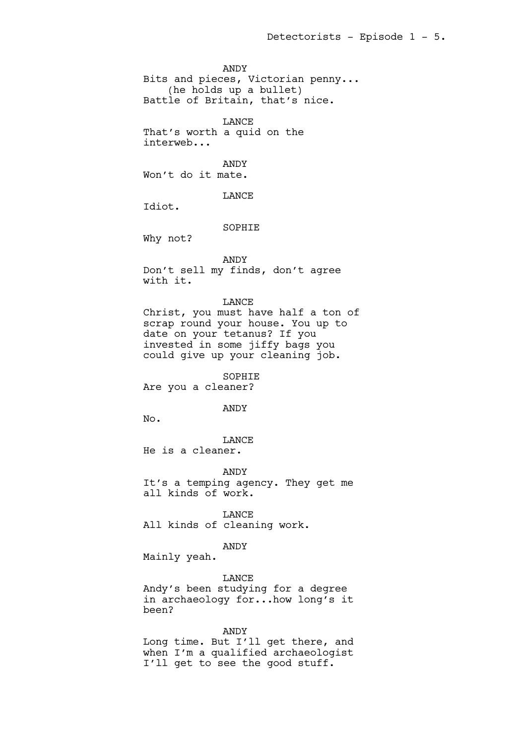ANDY
Bits and pieces, Victorian penny...
(he holds up a bullet)
Battle of Britain, that's nice.

LANCE
That's worth a quid on the interweb...

ANDY
Won't do it mate.

LANCE
Idiot.

SOPHIE
Why not?

ANDY
Don't sell my finds, don't agree with it.

LANCE
Christ, you must have half a ton of scrap round your house. You up to date on your tetanus? If you invested in some jiffy bags you could give up your cleaning job.

SOPHIE
Are you a cleaner?

ANDY
No.

LANCE
He is a cleaner.

ANDY
It's a temping agency. They get me all kinds of work.

LANCE
All kinds of cleaning work.

ANDY
Mainly yeah.

LANCE
Andy's been studying for a degree in archaeology for...how long's it been?

ANDY
Long time. But I'll get there, and when I'm a qualified archaeologist I'll get to see the good stuff.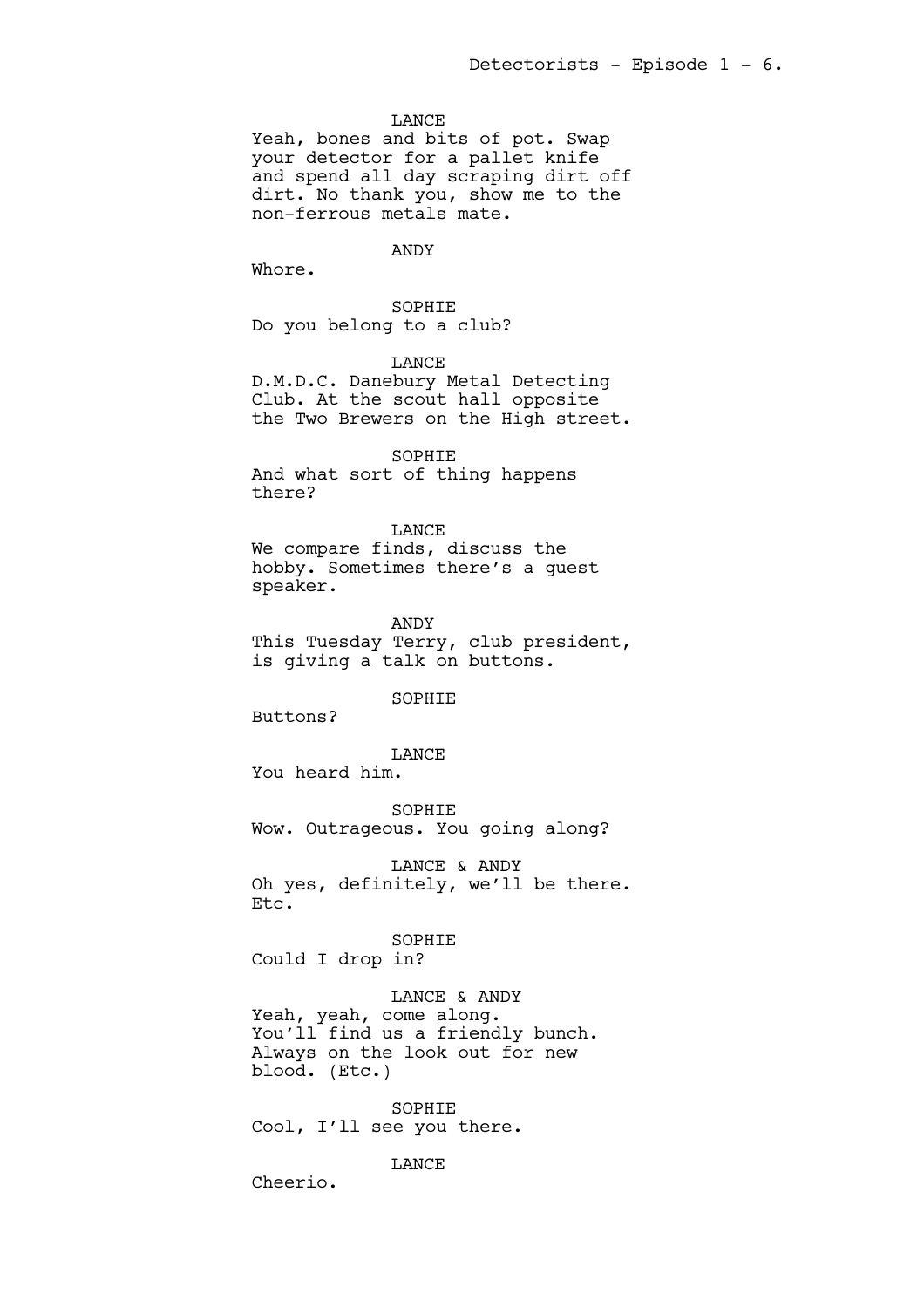LANCE

Yeah, bones and bits of pot. Swap your detector for a pallet knife and spend all day scraping dirt off dirt. No thank you, show me to the non-ferrous metals mate.

ANDY

Whore.

SOPHIE

Do you belong to a club?

LANCE

D.M.D.C. Danebury Metal Detecting Club. At the scout hall opposite the Two Brewers on the High street.

SOPHIE

And what sort of thing happens there?

LANCE

We compare finds, discuss the hobby. Sometimes there's a guest speaker.

ANDY

This Tuesday Terry, club president, is giving a talk on buttons.

SOPHIE

Buttons?

LANCE

You heard him.

SOPHIE

Wow. Outrageous. You going along?

LANCE & ANDY

Oh yes, definitely, we'll be there. Etc.

SOPHIE

Could I drop in?

LANCE & ANDY

Yeah, yeah, come along. You'll find us a friendly bunch. Always on the look out for new blood. (Etc.)

SOPHIE

Cool, I'll see you there.

LANCE

Cheerio.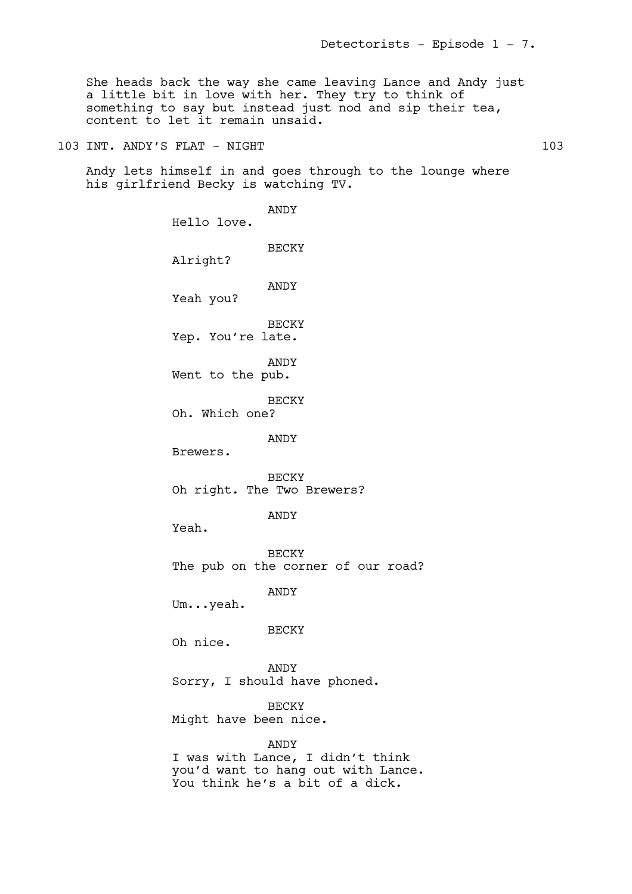She heads back the way she came leaving Lance and Andy just a little bit in love with her. They try to think of something to say but instead just nod and sip their tea, content to let it remain unsaid.

103 INT. ANDY'S FLAT - NIGHT 103

Andy lets himself in and goes through to the lounge where his girlfriend Becky is watching TV.

ANDY
Hello love.

BECKY
Alright?

ANDY
Yeah you?

BECKY
Yep. You're late.

ANDY
Went to the pub.

BECKY
Oh. Which one?

ANDY
Brewers.

BECKY
Oh right. The Two Brewers?

ANDY
Yeah.

BECKY
The pub on the corner of our road?

ANDY
Um...yeah.

BECKY
Oh nice.

ANDY
Sorry, I should have phoned.

BECKY
Might have been nice.

ANDY
I was with Lance, I didn't think you'd want to hang out with Lance. You think he's a bit of a dick.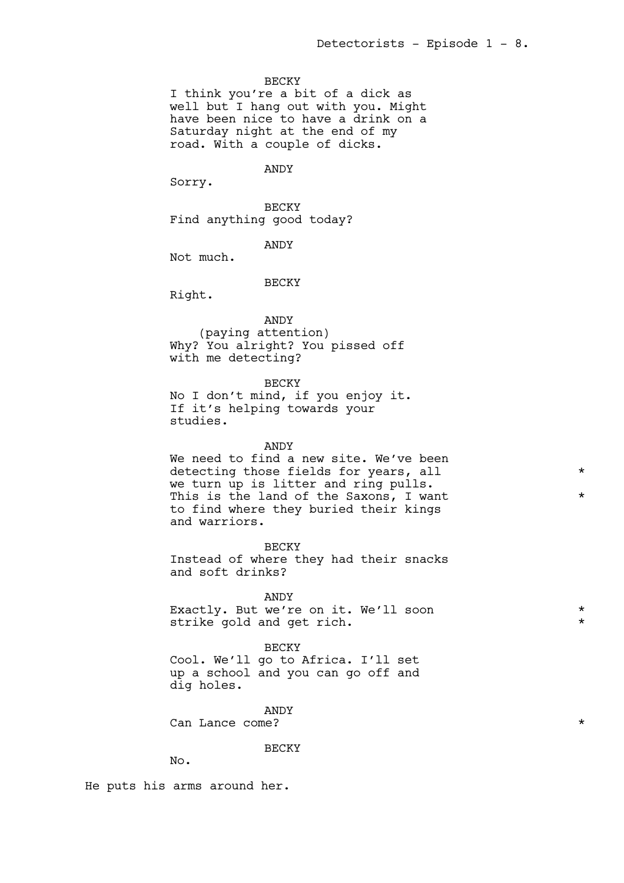BECKY
I think you're a bit of a dick as well but I hang out with you. Might have been nice to have a drink on a Saturday night at the end of my road. With a couple of dicks.

ANDY
Sorry.

BECKY
Find anything good today?

ANDY
Not much.

BECKY
Right.

ANDY
(paying attention)
Why? You alright? You pissed off with me detecting?

BECKY
No I don't mind, if you enjoy it. If it's helping towards your studies.

ANDY
We need to find a new site. We've been detecting those fields for years, all we turn up is litter and ring pulls. This is the land of the Saxons, I want to find where they buried their kings and warriors. *

BECKY
Instead of where they had their snacks and soft drinks?

ANDY
Exactly. But we're on it. We'll soon strike gold and get rich. *

BECKY
Cool. We'll go to Africa. I'll set up a school and you can go off and dig holes.

ANDY
Can Lance come? *

BECKY
No.

He puts his arms around her.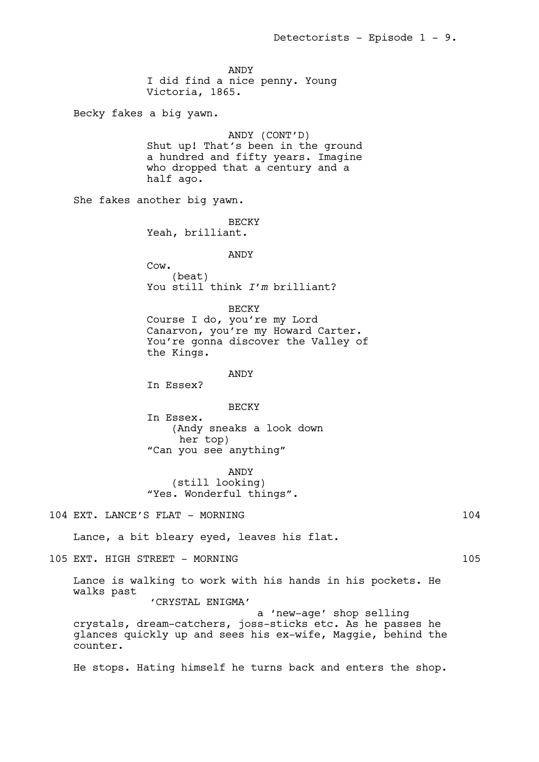ANDY
I did find a nice penny. Young Victoria, 1865.

Becky fakes a big yawn.

ANDY (CONT'D)
Shut up! That's been in the ground a hundred and fifty years. Imagine who dropped that a century and a half ago.

She fakes another big yawn.

BECKY
Yeah, brilliant.

ANDY
Cow.
(beat)
You still think *I'm* brilliant?

BECKY
Course I do, you're my Lord Canarvon, you're my Howard Carter. You're gonna discover the Valley of the Kings.

ANDY
In Essex?

BECKY
In Essex.
(Andy sneaks a look down her top)
"Can you see anything"

ANDY
(still looking)
"Yes. Wonderful things".

104 EXT. LANCE'S FLAT - MORNING 104

Lance, a bit bleary eyed, leaves his flat.

105 EXT. HIGH STREET - MORNING 105

Lance is walking to work with his hands in his pockets. He walks past 'CRYSTAL ENIGMA' a 'new-age' shop selling crystals, dream-catchers, joss-sticks etc. As he passes he glances quickly up and sees his ex-wife, Maggie, behind the counter.

He stops. Hating himself he turns back and enters the shop.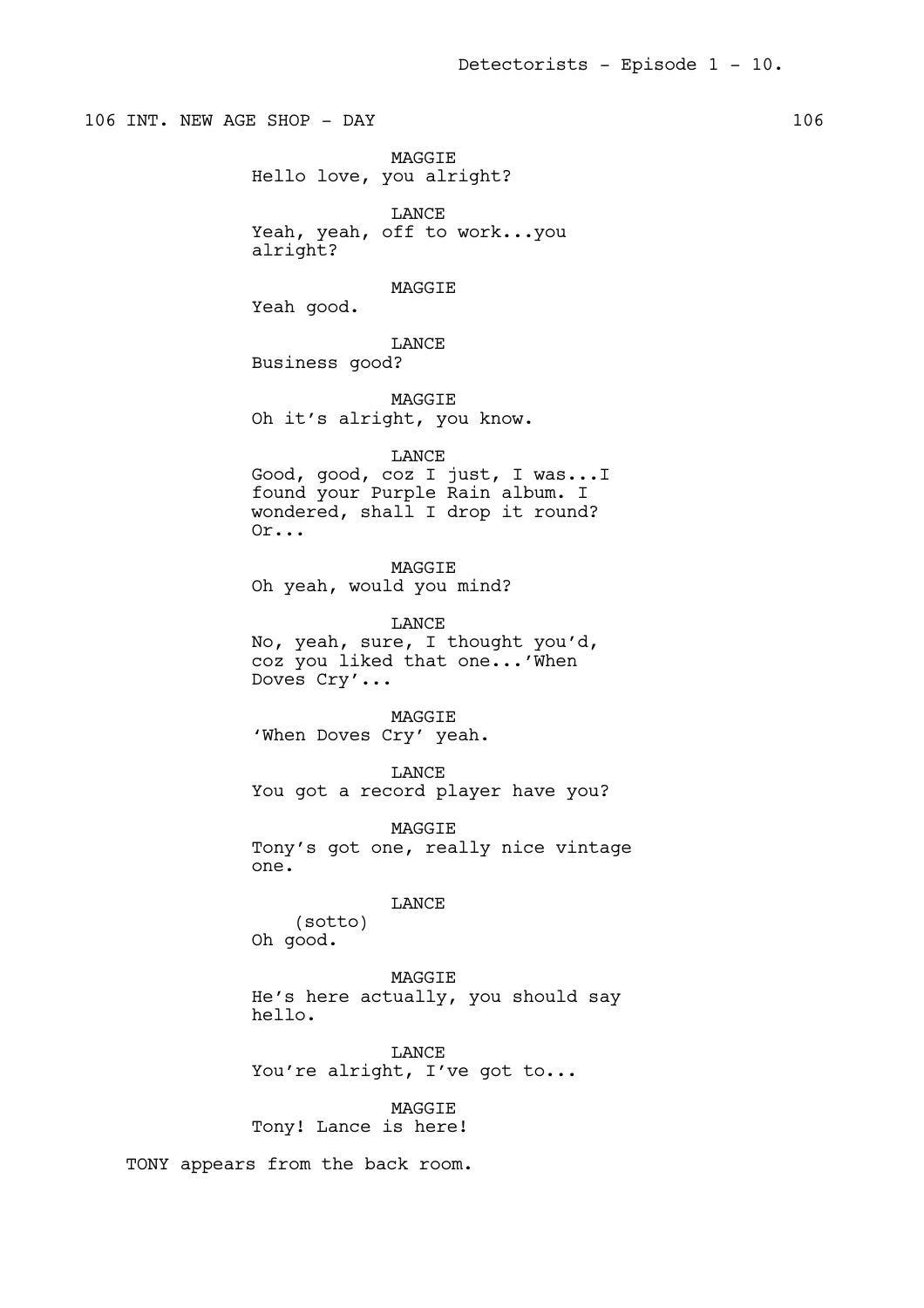106 INT. NEW AGE SHOP - DAY 106

MAGGIE
Hello love, you alright?

LANCE
Yeah, yeah, off to work...you alright?

MAGGIE
Yeah good.

LANCE
Business good?

MAGGIE
Oh it's alright, you know.

LANCE
Good, good, coz I just, I was...I found your Purple Rain album. I wondered, shall I drop it round? Or...

MAGGIE
Oh yeah, would you mind?

LANCE
No, yeah, sure, I thought you'd, coz you liked that one...'When Doves Cry'...

MAGGIE
'When Doves Cry' yeah.

LANCE
You got a record player have you?

MAGGIE
Tony's got one, really nice vintage one.

LANCE
(sotto)
Oh good.

MAGGIE
He's here actually, you should say hello.

LANCE
You're alright, I've got to...

MAGGIE
Tony! Lance is here!

TONY appears from the back room.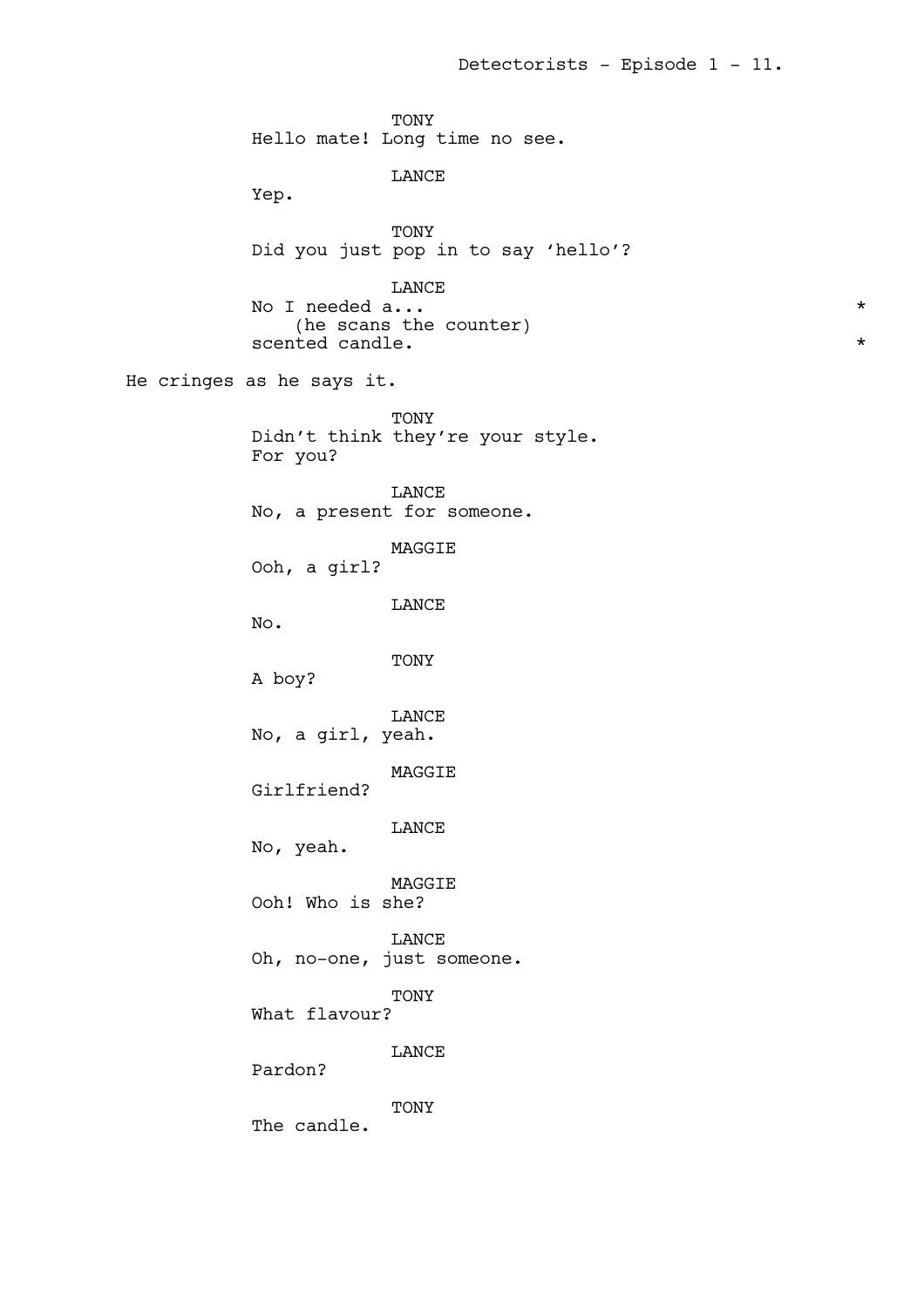TONY
Hello mate! Long time no see.

LANCE
Yep.

TONY
Did you just pop in to say 'hello'?

LANCE
No I needed a... *
(he scans the counter)
scented candle. *

He cringes as he says it.

TONY
Didn't think they're your style.
For you?

LANCE
No, a present for someone.

MAGGIE
Ooh, a girl?

LANCE
No.

TONY
A boy?

LANCE
No, a girl, yeah.

MAGGIE
Girlfriend?

LANCE
No, yeah.

MAGGIE
Ooh! Who is she?

LANCE
Oh, no-one, just someone.

TONY
What flavour?

LANCE
Pardon?

TONY
The candle.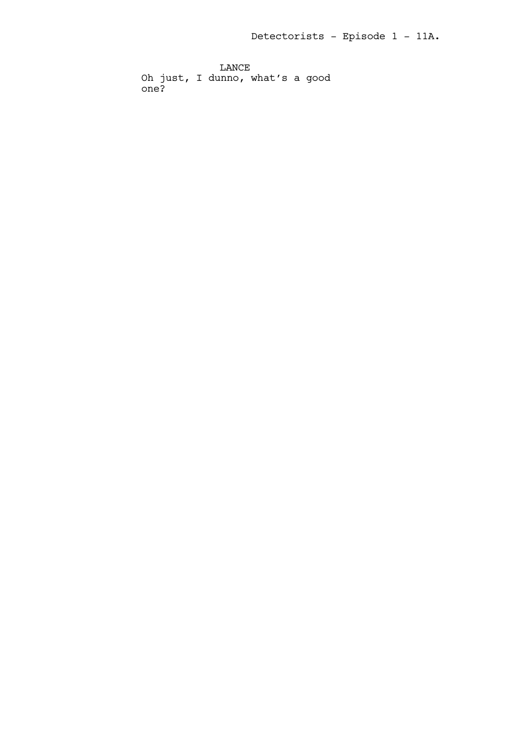LANCE

Oh just, I dunno, what's a good one?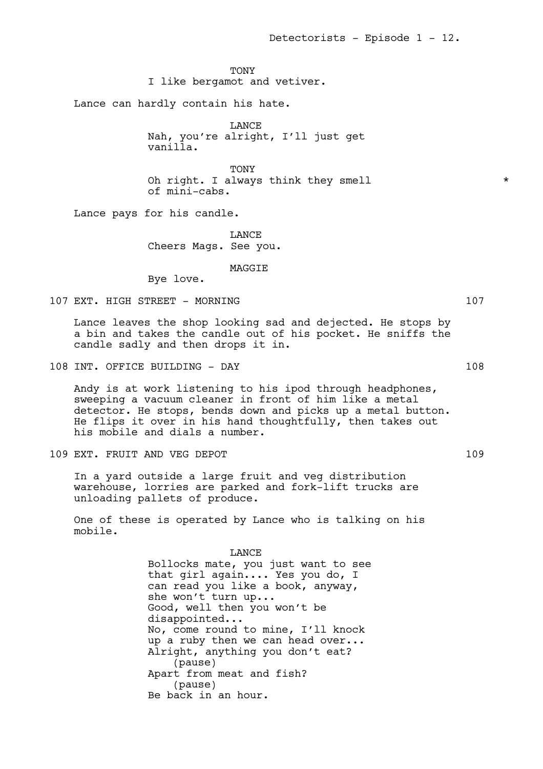TONY
I like bergamot and vetiver.

Lance can hardly contain his hate.

LANCE
Nah, you're alright, I'll just get vanilla.

TONY
Oh right. I always think they smell of mini-cabs. *

Lance pays for his candle.

LANCE
Cheers Mags. See you.

MAGGIE
Bye love.

107 EXT. HIGH STREET - MORNING 107

Lance leaves the shop looking sad and dejected. He stops by a bin and takes the candle out of his pocket. He sniffs the candle sadly and then drops it in.

108 INT. OFFICE BUILDING - DAY 108

Andy is at work listening to his ipod through headphones, sweeping a vacuum cleaner in front of him like a metal detector. He stops, bends down and picks up a metal button. He flips it over in his hand thoughtfully, then takes out his mobile and dials a number.

109 EXT. FRUIT AND VEG DEPOT 109

In a yard outside a large fruit and veg distribution warehouse, lorries are parked and fork-lift trucks are unloading pallets of produce.

One of these is operated by Lance who is talking on his mobile.

LANCE
Bollocks mate, you just want to see that girl again.... Yes you do, I can read you like a book, anyway, she won't turn up...
Good, well then you won't be disappointed...
No, come round to mine, I'll knock up a ruby then we can head over...
Alright, anything you don't eat?
(pause)
Apart from meat and fish?
(pause)
Be back in an hour.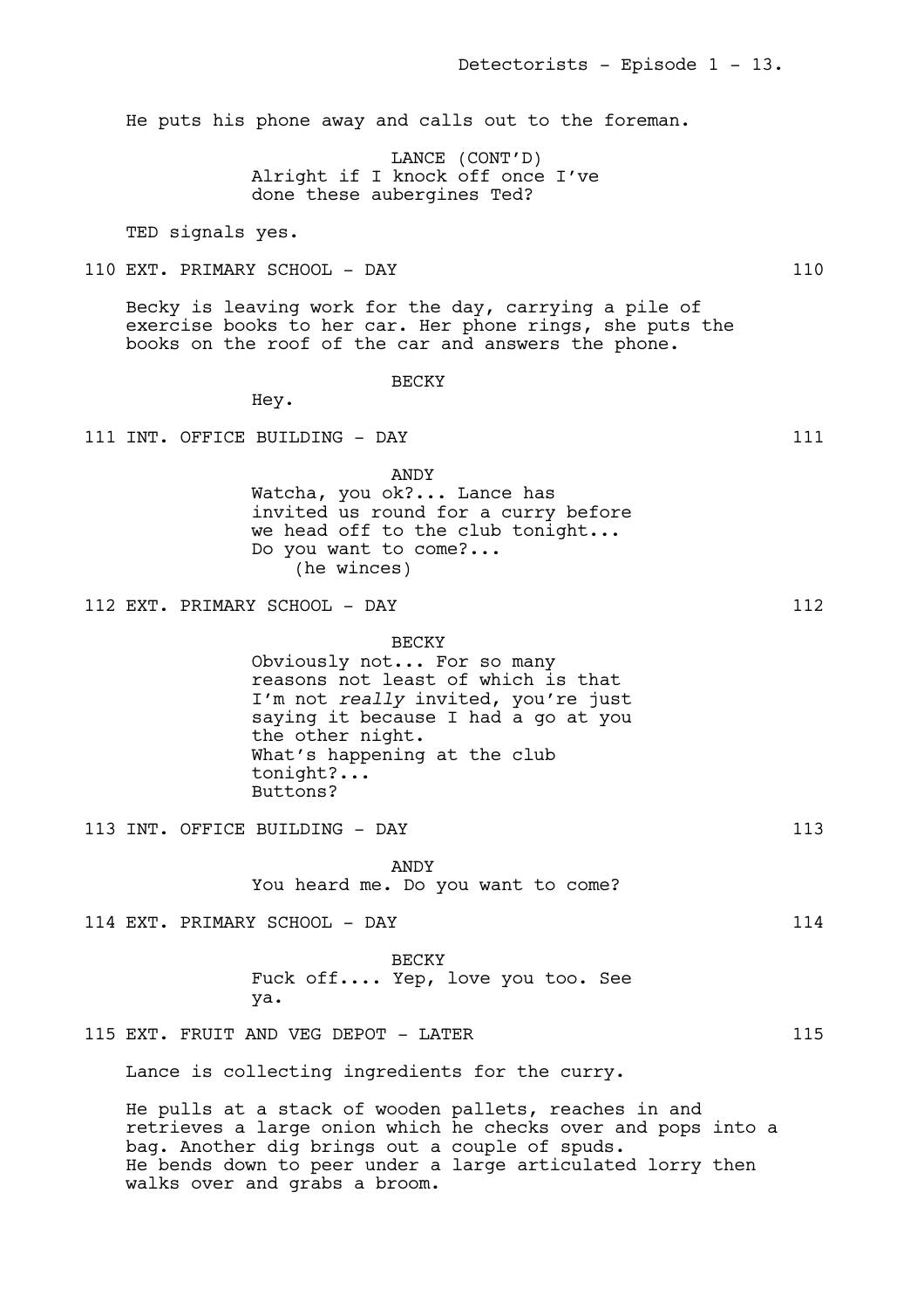He puts his phone away and calls out to the foreman.

LANCE (CONT'D)
Alright if I knock off once I've done these aubergines Ted?

TED signals yes.

110 EXT. PRIMARY SCHOOL - DAY 110

Becky is leaving work for the day, carrying a pile of exercise books to her car. Her phone rings, she puts the books on the roof of the car and answers the phone.

BECKY
Hey.

111 INT. OFFICE BUILDING - DAY 111

ANDY
Watcha, you ok?... Lance has invited us round for a curry before we head off to the club tonight... Do you want to come?...
(he winces)

112 EXT. PRIMARY SCHOOL - DAY 112

BECKY
Obviously not... For so many reasons not least of which is that I'm not *really* invited, you're just saying it because I had a go at you the other night.
What's happening at the club tonight?...
Buttons?

113 INT. OFFICE BUILDING - DAY 113

ANDY
You heard me. Do you want to come?

114 EXT. PRIMARY SCHOOL - DAY 114

BECKY
Fuck off.... Yep, love you too. See ya.

115 EXT. FRUIT AND VEG DEPOT - LATER 115

Lance is collecting ingredients for the curry.

He pulls at a stack of wooden pallets, reaches in and retrieves a large onion which he checks over and pops into a bag. Another dig brings out a couple of spuds.
He bends down to peer under a large articulated lorry then walks over and grabs a broom.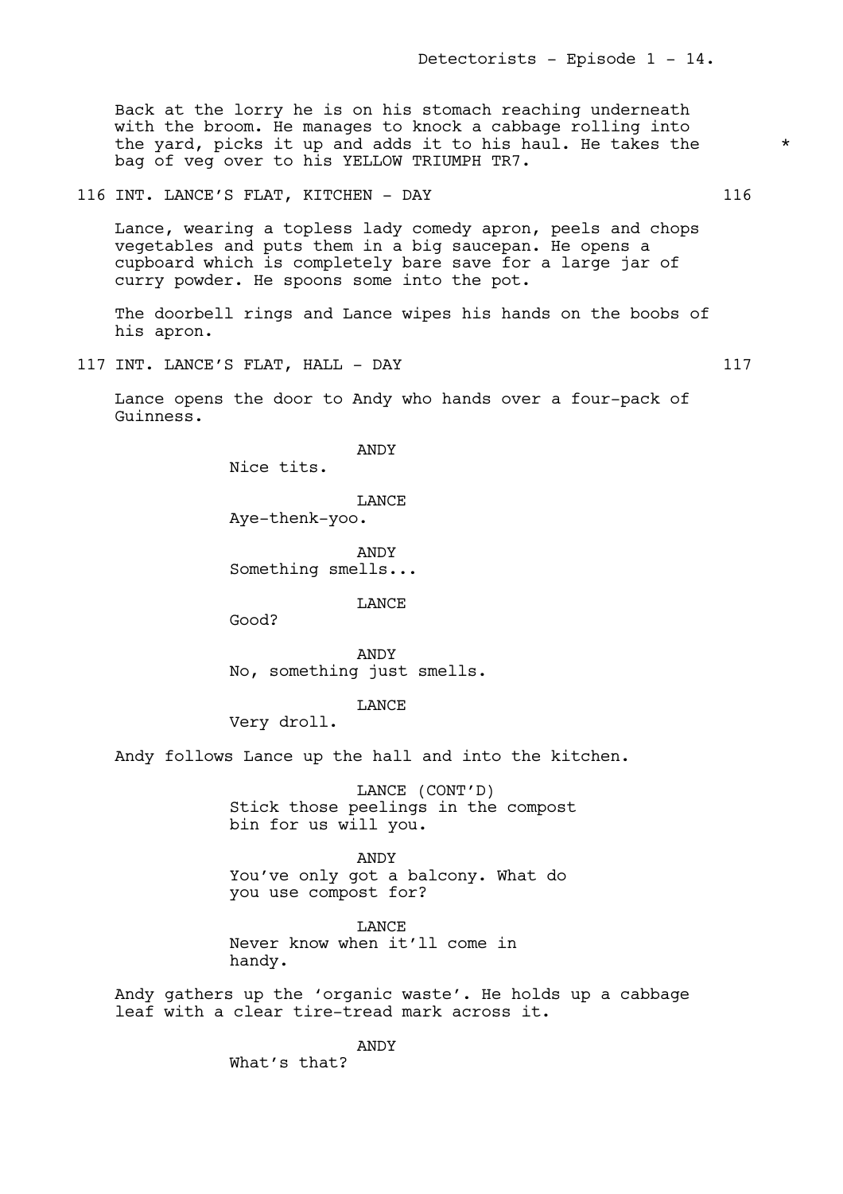Back at the lorry he is on his stomach reaching underneath with the broom. He manages to knock a cabbage rolling into the yard, picks it up and adds it to his haul. He takes the bag of veg over to his YELLOW TRIUMPH TR7. *

116 INT. LANCE'S FLAT, KITCHEN - DAY 116

Lance, wearing a topless lady comedy apron, peels and chops vegetables and puts them in a big saucepan. He opens a cupboard which is completely bare save for a large jar of curry powder. He spoons some into the pot.

The doorbell rings and Lance wipes his hands on the boobs of his apron.

117 INT. LANCE'S FLAT, HALL - DAY 117

Lance opens the door to Andy who hands over a four-pack of Guinness.

ANDY
Nice tits.

LANCE
Aye-thenk-yoo.

ANDY
Something smells...

LANCE
Good?

ANDY
No, something just smells.

LANCE
Very droll.

Andy follows Lance up the hall and into the kitchen.

LANCE (CONT'D)
Stick those peelings in the compost bin for us will you.

ANDY
You've only got a balcony. What do you use compost for?

LANCE
Never know when it'll come in handy.

Andy gathers up the 'organic waste'. He holds up a cabbage leaf with a clear tire-tread mark across it.

ANDY
What's that?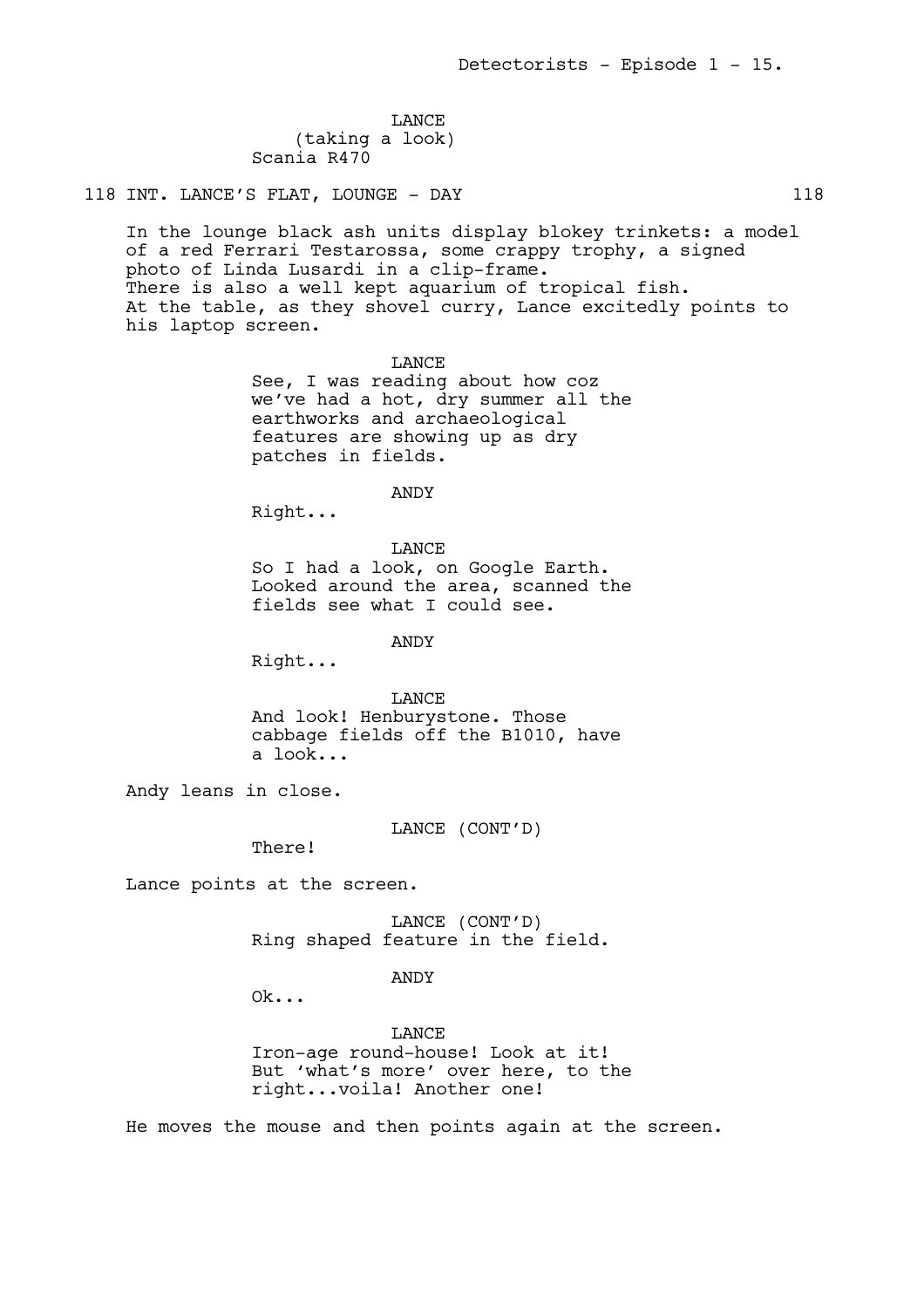LANCE
(taking a look)
Scania R470

118 INT. LANCE'S FLAT, LOUNGE - DAY 118

In the lounge black ash units display blokey trinkets: a model of a red Ferrari Testarossa, some crappy trophy, a signed photo of Linda Lusardi in a clip-frame.
There is also a well kept aquarium of tropical fish.
At the table, as they shovel curry, Lance excitedly points to his laptop screen.

LANCE
See, I was reading about how coz we've had a hot, dry summer all the earthworks and archaeological features are showing up as dry patches in fields.

ANDY
Right...

LANCE
So I had a look, on Google Earth. Looked around the area, scanned the fields see what I could see.

ANDY
Right...

LANCE
And look! Henburystone. Those cabbage fields off the B1010, have a look...

Andy leans in close.

LANCE (CONT'D)
There!

Lance points at the screen.

LANCE (CONT'D)
Ring shaped feature in the field.

ANDY
Ok...

LANCE
Iron-age round-house! Look at it! But 'what's more' over here, to the right...voila! Another one!

He moves the mouse and then points again at the screen.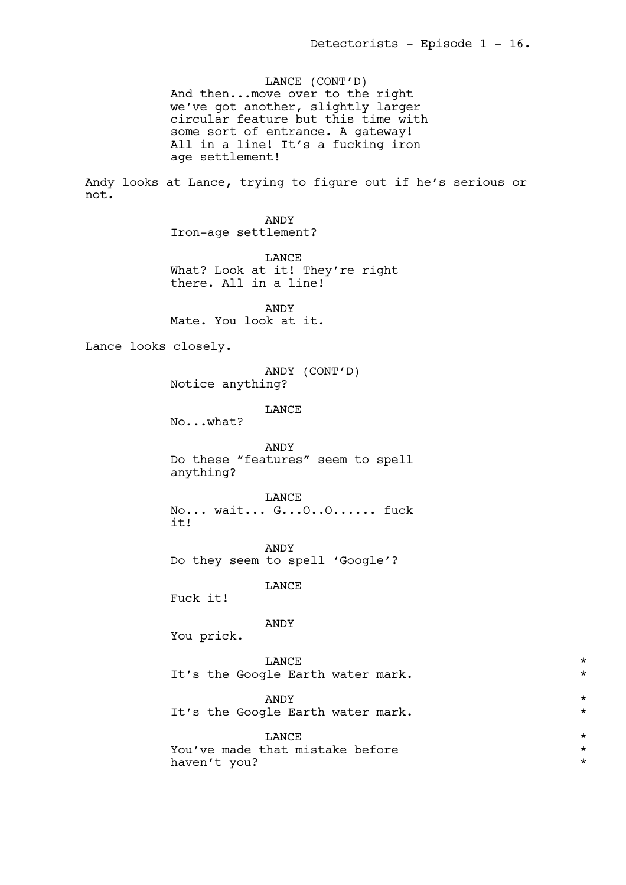LANCE (CONT'D)
And then...move over to the right we've got another, slightly larger circular feature but this time with some sort of entrance. A gateway! All in a line! It's a fucking iron age settlement!

Andy looks at Lance, trying to figure out if he's serious or not.

ANDY
Iron-age settlement?

LANCE
What? Look at it! They're right there. All in a line!

ANDY
Mate. You look at it.

Lance looks closely.

ANDY (CONT'D)
Notice anything?

LANCE
No...what?

ANDY
Do these "features" seem to spell anything?

LANCE
No... wait... G...O..O...... fuck it!

ANDY
Do they seem to spell 'Google'?

LANCE
Fuck it!

ANDY
You prick.

LANCE
It's the Google Earth water mark. *

ANDY
It's the Google Earth water mark. *

LANCE
You've made that mistake before haven't you? *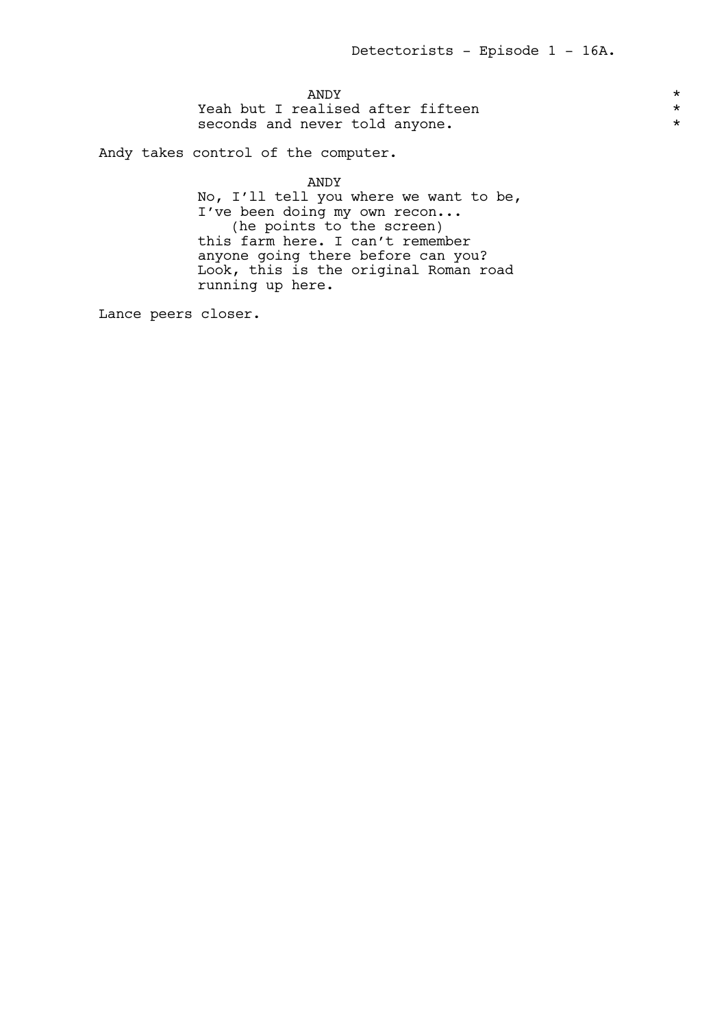ANDY

Yeah but I realised after fifteen seconds and never told anyone.

Andy takes control of the computer.

ANDY

No, I'll tell you where we want to be, I've been doing my own recon...
(he points to the screen)
this farm here. I can't remember anyone going there before can you? Look, this is the original Roman road running up here.

Lance peers closer.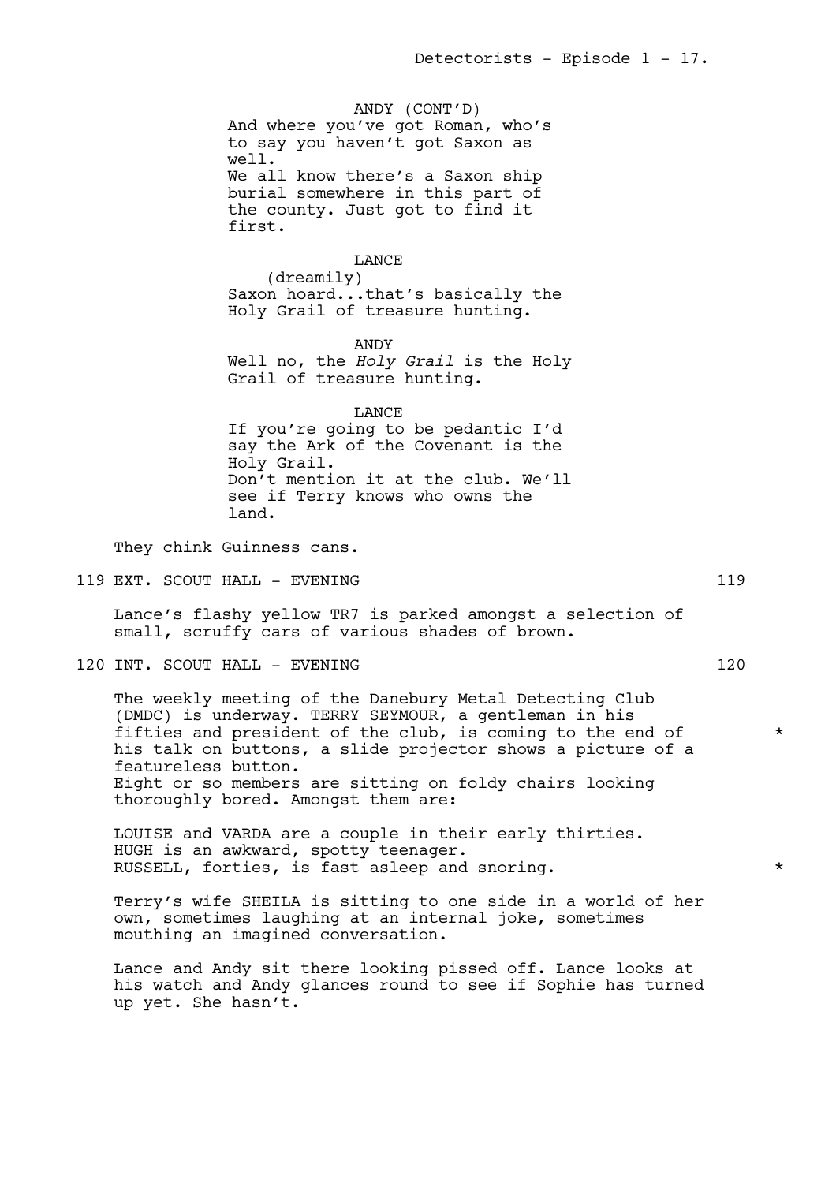ANDY (CONT'D)
And where you've got Roman, who's to say you haven't got Saxon as well.
We all know there's a Saxon ship burial somewhere in this part of the county. Just got to find it first.

LANCE
(dreamily)
Saxon hoard...that's basically the Holy Grail of treasure hunting.

ANDY
Well no, the *Holy Grail* is the Holy Grail of treasure hunting.

LANCE
If you're going to be pedantic I'd say the Ark of the Covenant is the Holy Grail.
Don't mention it at the club. We'll see if Terry knows who owns the land.

They chink Guinness cans.

119 EXT. SCOUT HALL - EVENING 119

Lance's flashy yellow TR7 is parked amongst a selection of small, scruffy cars of various shades of brown.

120 INT. SCOUT HALL - EVENING 120

The weekly meeting of the Danebury Metal Detecting Club (DMDC) is underway. TERRY SEYMOUR, a gentleman in his fifties and president of the club, is coming to the end of his talk on buttons, a slide projector shows a picture of a featureless button. *
Eight or so members are sitting on foldy chairs looking thoroughly bored. Amongst them are:

LOUISE and VARDA are a couple in their early thirties.
HUGH is an awkward, spotty teenager.
RUSSELL, forties, is fast asleep and snoring. *

Terry's wife SHEILA is sitting to one side in a world of her own, sometimes laughing at an internal joke, sometimes mouthing an imagined conversation.

Lance and Andy sit there looking pissed off. Lance looks at his watch and Andy glances round to see if Sophie has turned up yet. She hasn't.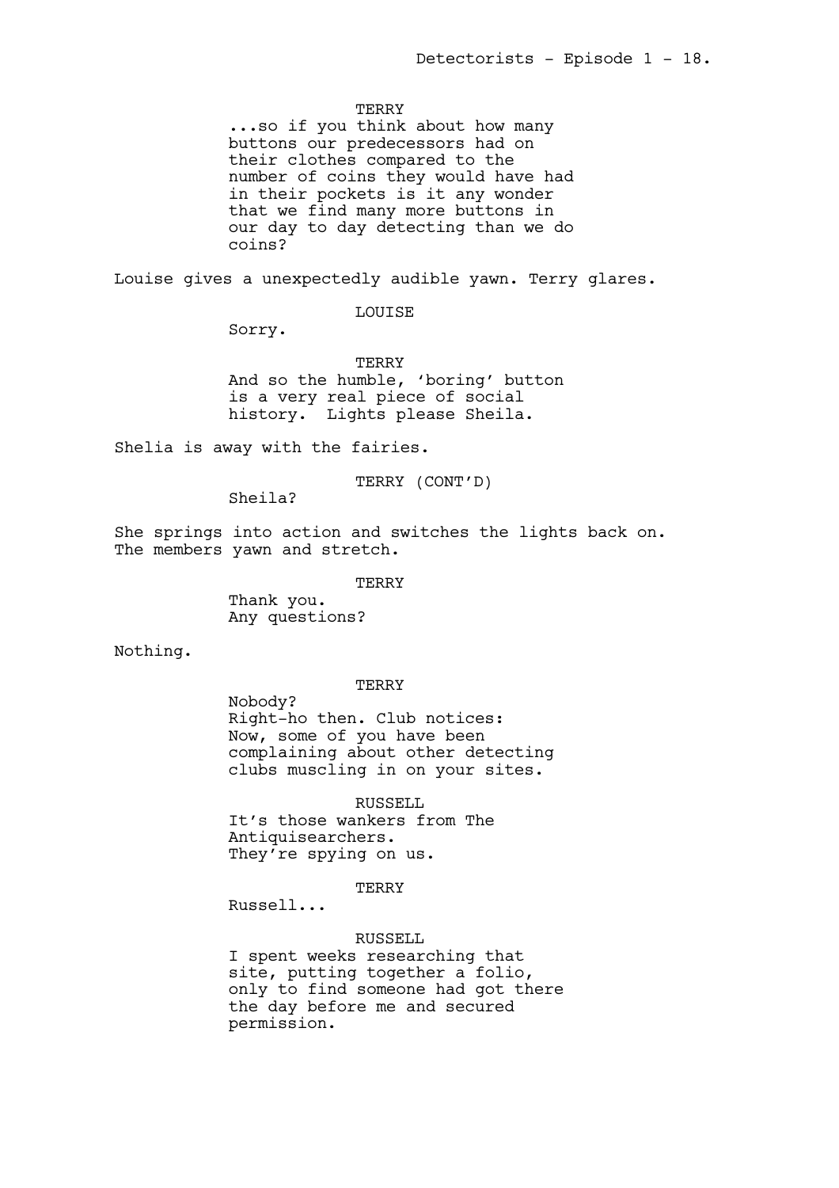TERRY

...so if you think about how many buttons our predecessors had on their clothes compared to the number of coins they would have had in their pockets is it any wonder that we find many more buttons in our day to day detecting than we do coins?

Louise gives a unexpectedly audible yawn. Terry glares.

LOUISE

Sorry.

TERRY

And so the humble, 'boring' button is a very real piece of social history. Lights please Sheila.

Shelia is away with the fairies.

TERRY (CONT'D)

Sheila?

She springs into action and switches the lights back on. The members yawn and stretch.

TERRY

Thank you.
Any questions?

Nothing.

TERRY

Nobody?
Right-ho then. Club notices:
Now, some of you have been complaining about other detecting clubs muscling in on your sites.

RUSSELL

It's those wankers from The Antiquisearchers.
They're spying on us.

TERRY

Russell...

RUSSELL

I spent weeks researching that site, putting together a folio, only to find someone had got there the day before me and secured permission.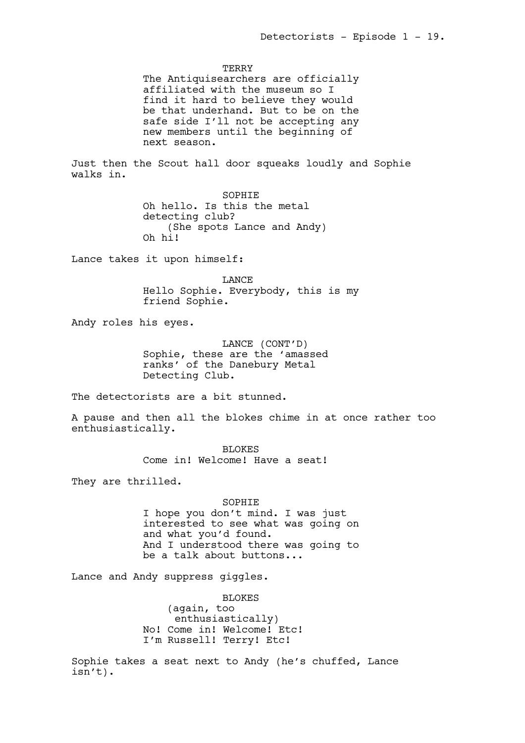TERRY

The Antiquisearchers are officially affiliated with the museum so I find it hard to believe they would be that underhand. But to be on the safe side I'll not be accepting any new members until the beginning of next season.

Just then the Scout hall door squeaks loudly and Sophie walks in.

SOPHIE

Oh hello. Is this the metal detecting club?

(She spots Lance and Andy)

Oh hi!

Lance takes it upon himself:

LANCE

Hello Sophie. Everybody, this is my friend Sophie.

Andy roles his eyes.

LANCE (CONT'D)

Sophie, these are the 'amassed ranks' of the Danebury Metal Detecting Club.

The detectorists are a bit stunned.

A pause and then all the blokes chime in at once rather too enthusiastically.

BLOKES

Come in! Welcome! Have a seat!

They are thrilled.

SOPHIE

I hope you don't mind. I was just interested to see what was going on and what you'd found.
And I understood there was going to be a talk about buttons...

Lance and Andy suppress giggles.

BLOKES

(again, too enthusiastically)

No! Come in! Welcome! Etc!
I'm Russell! Terry! Etc!

Sophie takes a seat next to Andy (he's chuffed, Lance isn't).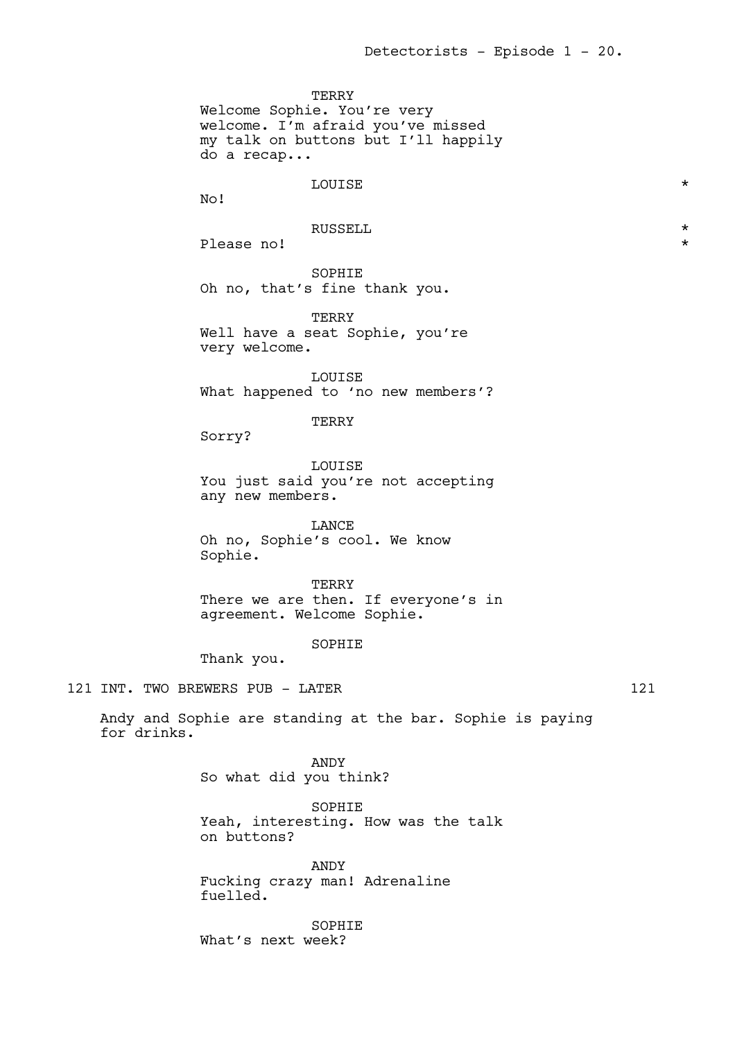TERRY
Welcome Sophie. You're very welcome. I'm afraid you've missed my talk on buttons but I'll happily do a recap...

LOUISE *
No!

RUSSELL *
Please no! *

SOPHIE
Oh no, that's fine thank you.

TERRY
Well have a seat Sophie, you're very welcome.

LOUISE
What happened to 'no new members'?

TERRY
Sorry?

LOUISE
You just said you're not accepting any new members.

LANCE
Oh no, Sophie's cool. We know Sophie.

TERRY
There we are then. If everyone's in agreement. Welcome Sophie.

SOPHIE
Thank you.

121 INT. TWO BREWERS PUB - LATER 121

Andy and Sophie are standing at the bar. Sophie is paying for drinks.

ANDY
So what did you think?

SOPHIE
Yeah, interesting. How was the talk on buttons?

ANDY
Fucking crazy man! Adrenaline fuelled.

SOPHIE
What's next week?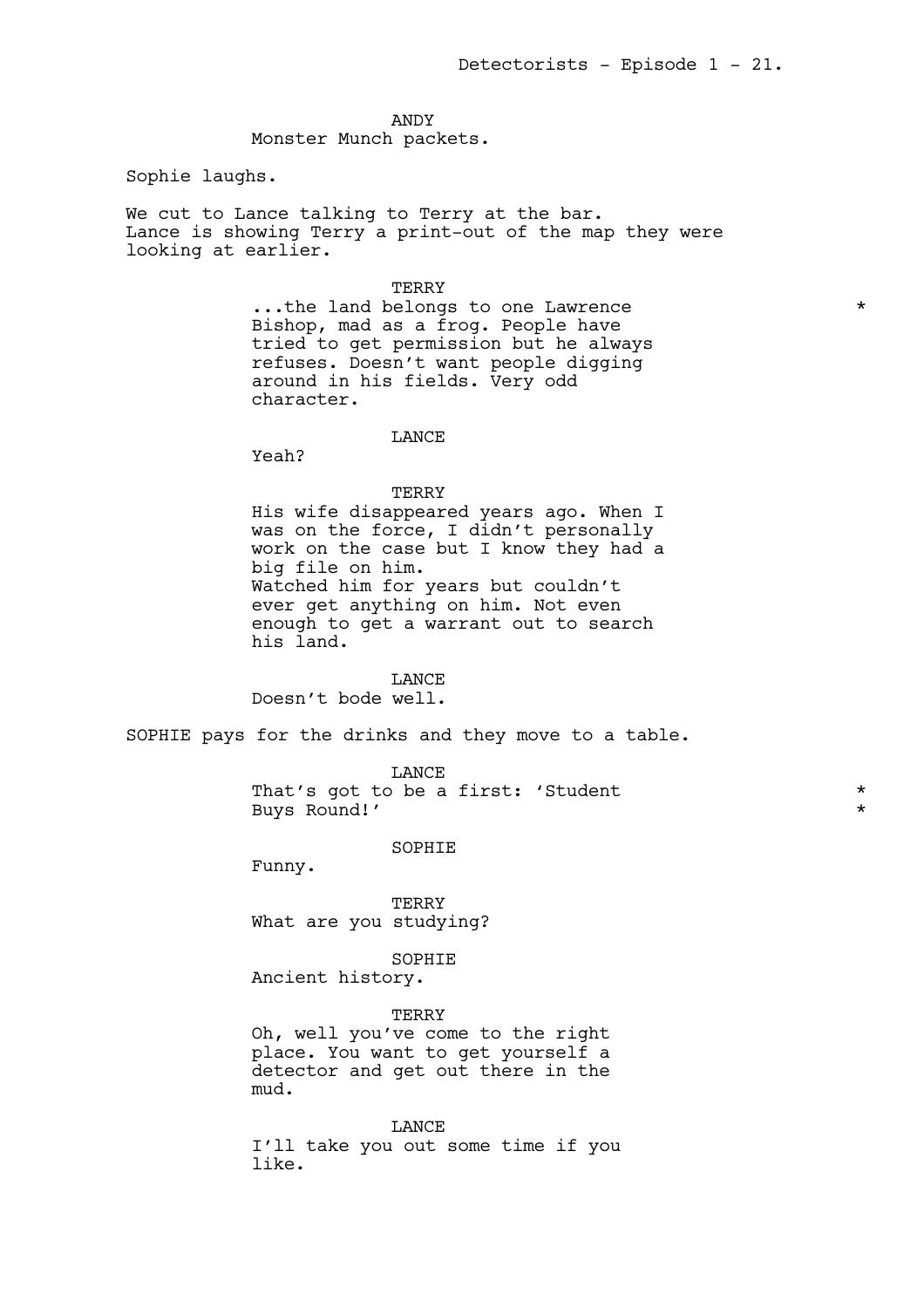ANDY
Monster Munch packets.

Sophie laughs.

We cut to Lance talking to Terry at the bar.
Lance is showing Terry a print-out of the map they were looking at earlier.

TERRY
...the land belongs to one Lawrence Bishop, mad as a frog. People have tried to get permission but he always refuses. Doesn't want people digging around in his fields. Very odd character. *

LANCE
Yeah?

TERRY
His wife disappeared years ago. When I was on the force, I didn't personally work on the case but I know they had a big file on him.
Watched him for years but couldn't ever get anything on him. Not even enough to get a warrant out to search his land.

LANCE
Doesn't bode well.

SOPHIE pays for the drinks and they move to a table.

LANCE
That's got to be a first: 'Student Buys Round!' *

SOPHIE
Funny.

TERRY
What are you studying?

SOPHIE
Ancient history.

TERRY
Oh, well you've come to the right place. You want to get yourself a detector and get out there in the mud.

LANCE
I'll take you out some time if you like.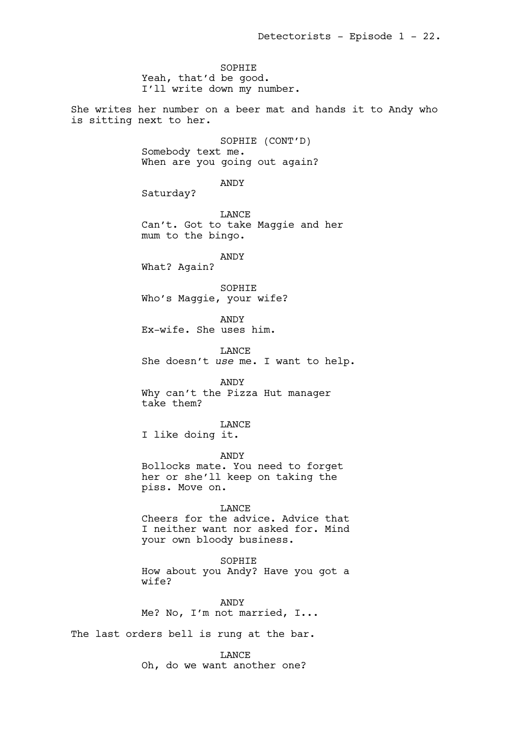SOPHIE
Yeah, that'd be good.
I'll write down my number.

She writes her number on a beer mat and hands it to Andy who is sitting next to her.

SOPHIE (CONT'D)
Somebody text me.
When are you going out again?

ANDY
Saturday?

LANCE
Can't. Got to take Maggie and her mum to the bingo.

ANDY
What? Again?

SOPHIE
Who's Maggie, your wife?

ANDY
Ex-wife. She uses him.

LANCE
She doesn't *use* me. I want to help.

ANDY
Why can't the Pizza Hut manager take them?

LANCE
I like doing it.

ANDY
Bollocks mate. You need to forget her or she'll keep on taking the piss. Move on.

LANCE
Cheers for the advice. Advice that I neither want nor asked for. Mind your own bloody business.

SOPHIE
How about you Andy? Have you got a wife?

ANDY
Me? No, I'm not married, I...

The last orders bell is rung at the bar.

LANCE
Oh, do we want another one?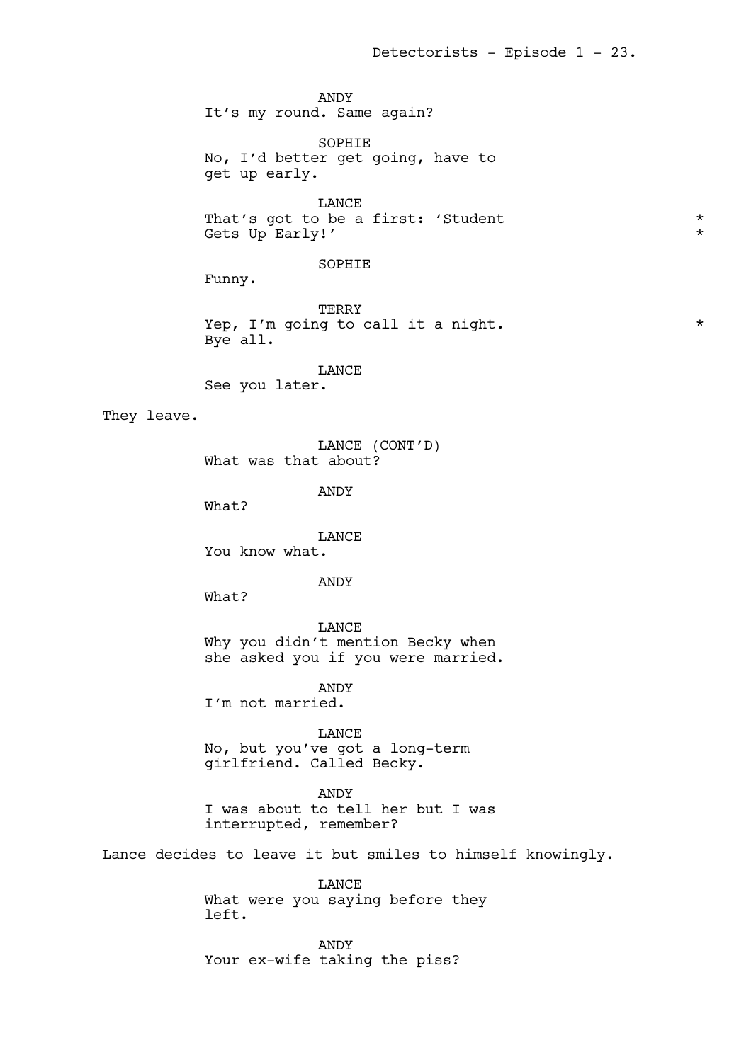ANDY
It's my round. Same again?

SOPHIE
No, I'd better get going, have to get up early.

LANCE
That's got to be a first: 'Student Gets Up Early!' *

SOPHIE
Funny.

TERRY
Yep, I'm going to call it a night. Bye all. *

LANCE
See you later.

They leave.

LANCE (CONT'D)
What was that about?

ANDY
What?

LANCE
You know what.

ANDY
What?

LANCE
Why you didn't mention Becky when she asked you if you were married.

ANDY
I'm not married.

LANCE
No, but you've got a long-term girlfriend. Called Becky.

ANDY
I was about to tell her but I was interrupted, remember?

Lance decides to leave it but smiles to himself knowingly.

LANCE
What were you saying before they left.

ANDY
Your ex-wife taking the piss?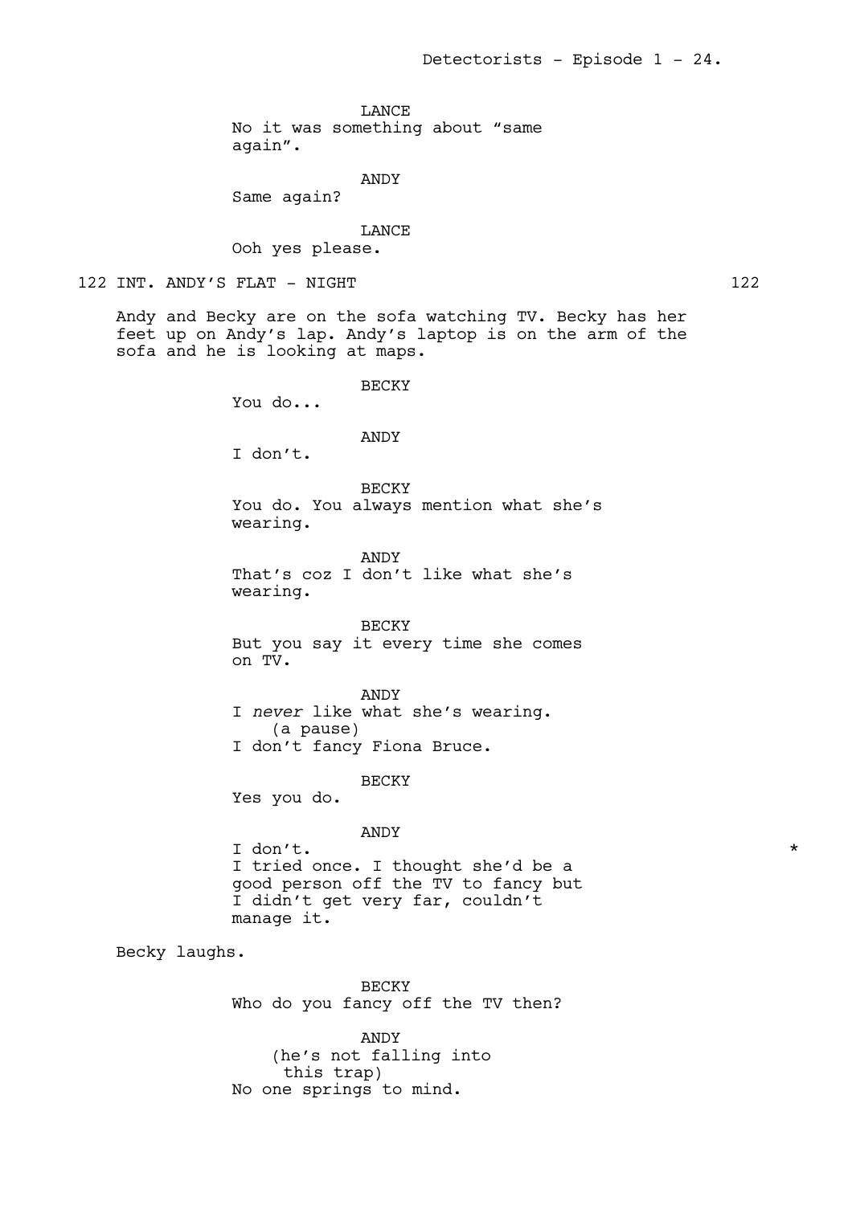LANCE
No it was something about "same again".

ANDY
Same again?

LANCE
Ooh yes please.

122 INT. ANDY'S FLAT - NIGHT 122

Andy and Becky are on the sofa watching TV. Becky has her feet up on Andy's lap. Andy's laptop is on the arm of the sofa and he is looking at maps.

BECKY
You do...

ANDY
I don't.

BECKY
You do. You always mention what she's wearing.

ANDY
That's coz I don't like what she's wearing.

BECKY
But you say it every time she comes on TV.

ANDY
I *never* like what she's wearing.
(a pause)
I don't fancy Fiona Bruce.

BECKY
Yes you do.

ANDY
I don't. *
I tried once. I thought she'd be a good person off the TV to fancy but I didn't get very far, couldn't manage it.

Becky laughs.

BECKY
Who do you fancy off the TV then?

ANDY
(he's not falling into this trap)
No one springs to mind.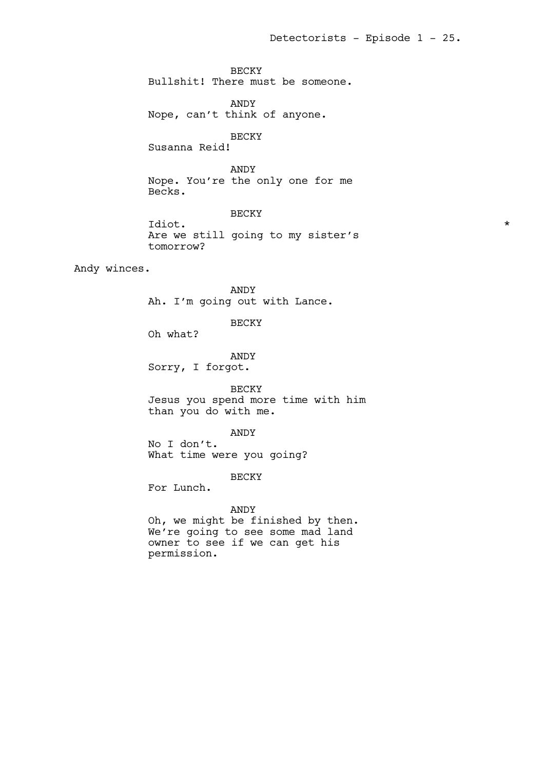BECKY
Bullshit! There must be someone.

ANDY
Nope, can't think of anyone.

BECKY
Susanna Reid!

ANDY
Nope. You're the only one for me Becks.

BECKY
Idiot. *
Are we still going to my sister's tomorrow?

Andy winces.

ANDY
Ah. I'm going out with Lance.

BECKY
Oh what?

ANDY
Sorry, I forgot.

BECKY
Jesus you spend more time with him than you do with me.

ANDY
No I don't.
What time were you going?

BECKY
For Lunch.

ANDY
Oh, we might be finished by then. We're going to see some mad land owner to see if we can get his permission.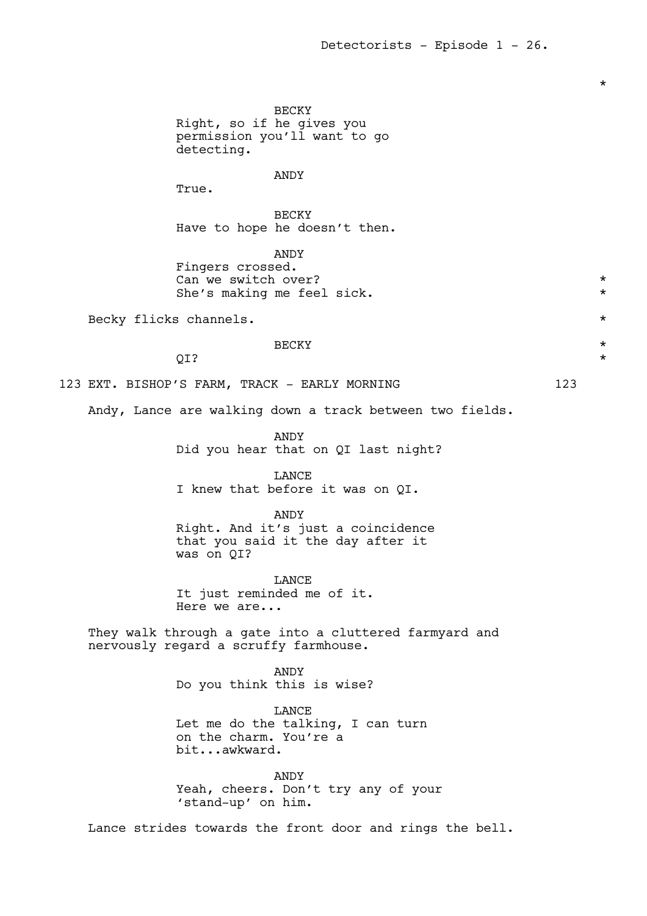BECKY
Right, so if he gives you permission you'll want to go detecting.

ANDY
True.

BECKY
Have to hope he doesn't then.

ANDY
Fingers crossed.
Can we switch over?
She's making me feel sick.

Becky flicks channels.

BECKY
QI?

123 EXT. BISHOP'S FARM, TRACK - EARLY MORNING 123

Andy, Lance are walking down a track between two fields.

ANDY
Did you hear that on QI last night?

LANCE
I knew that before it was on QI.

ANDY
Right. And it's just a coincidence that you said it the day after it was on QI?

LANCE
It just reminded me of it.
Here we are...

They walk through a gate into a cluttered farmyard and nervously regard a scruffy farmhouse.

ANDY
Do you think this is wise?

LANCE
Let me do the talking, I can turn on the charm. You're a bit...awkward.

ANDY
Yeah, cheers. Don't try any of your 'stand-up' on him.

Lance strides towards the front door and rings the bell.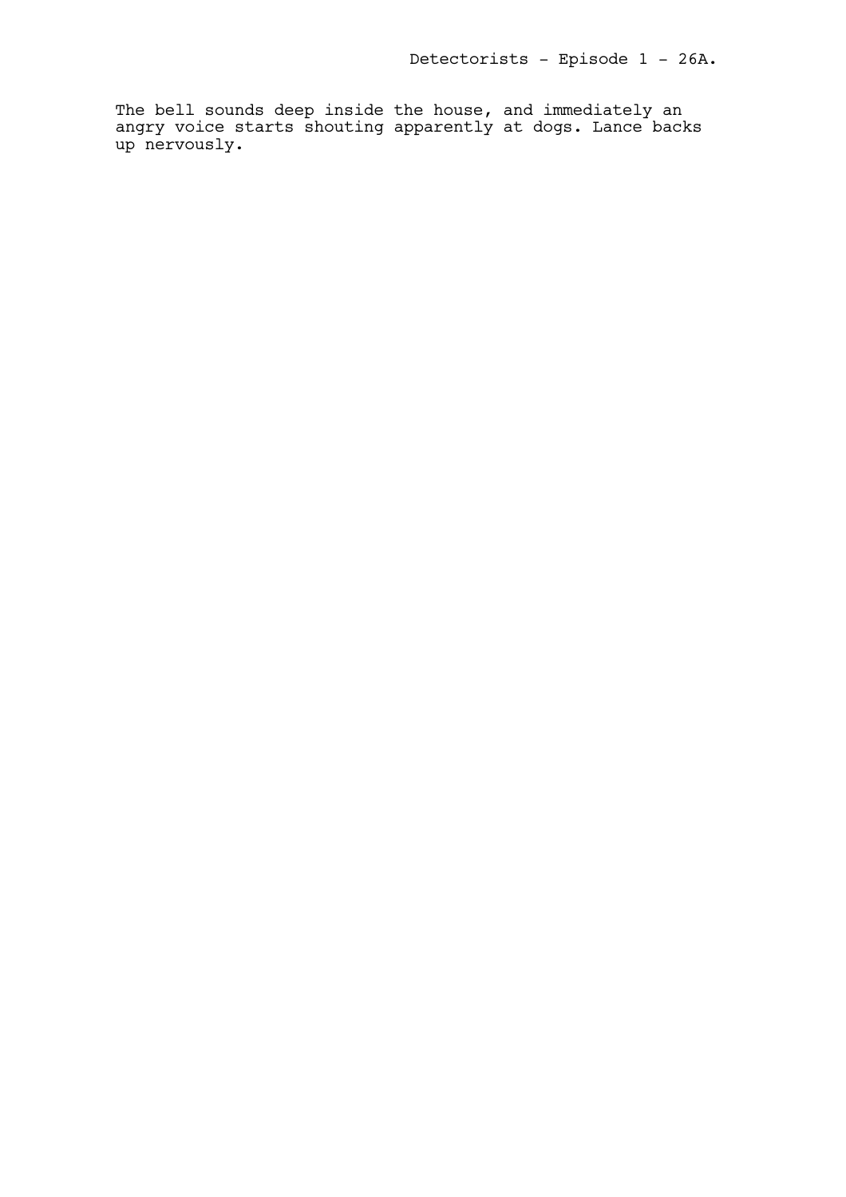The bell sounds deep inside the house, and immediately an angry voice starts shouting apparently at dogs. Lance backs up nervously.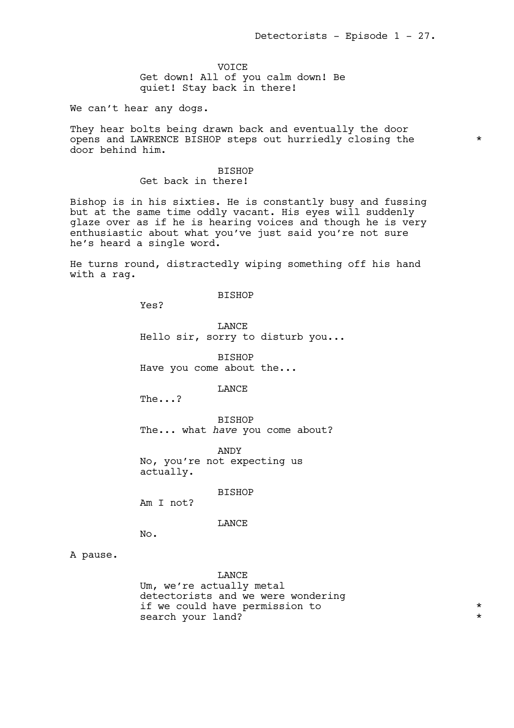VOICE
Get down! All of you calm down! Be quiet! Stay back in there!

We can't hear any dogs.

They hear bolts being drawn back and eventually the door opens and LAWRENCE BISHOP steps out hurriedly closing the door behind him. *

BISHOP
Get back in there!

Bishop is in his sixties. He is constantly busy and fussing but at the same time oddly vacant. His eyes will suddenly glaze over as if he is hearing voices and though he is very enthusiastic about what you've just said you're not sure he's heard a single word.

He turns round, distractedly wiping something off his hand with a rag.

BISHOP
Yes?

LANCE
Hello sir, sorry to disturb you...

BISHOP
Have you come about the...

LANCE
The...?

BISHOP
The... what *have* you come about?

ANDY
No, you're not expecting us actually.

BISHOP
Am I not?

LANCE
No.

A pause.

LANCE
Um, we're actually metal detectorists and we were wondering if we could have permission to search your land? *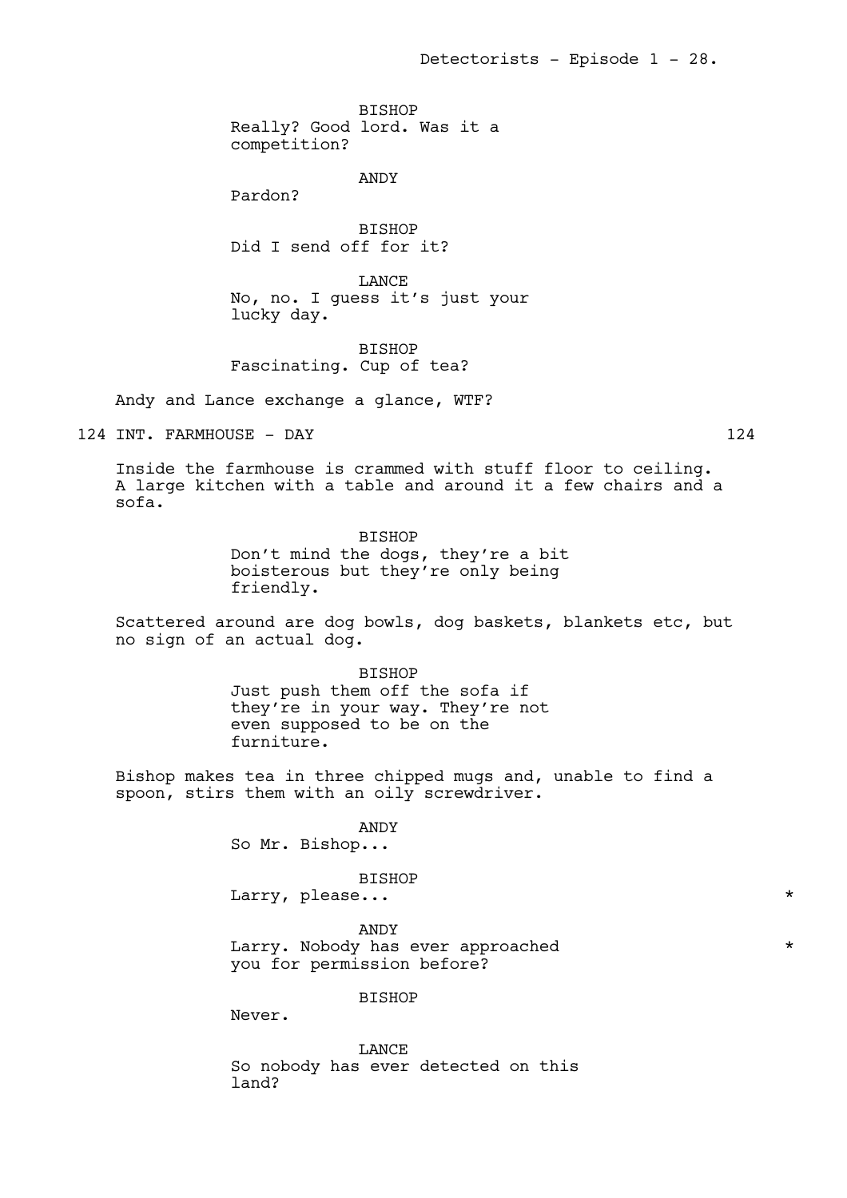BISHOP
Really? Good lord. Was it a competition?

ANDY
Pardon?

BISHOP
Did I send off for it?

LANCE
No, no. I guess it's just your lucky day.

BISHOP
Fascinating. Cup of tea?

Andy and Lance exchange a glance, WTF?

124 INT. FARMHOUSE - DAY 124

Inside the farmhouse is crammed with stuff floor to ceiling. A large kitchen with a table and around it a few chairs and a sofa.

BISHOP
Don't mind the dogs, they're a bit boisterous but they're only being friendly.

Scattered around are dog bowls, dog baskets, blankets etc, but no sign of an actual dog.

BISHOP
Just push them off the sofa if they're in your way. They're not even supposed to be on the furniture.

Bishop makes tea in three chipped mugs and, unable to find a spoon, stirs them with an oily screwdriver.

ANDY
So Mr. Bishop...

BISHOP
Larry, please... *

ANDY
Larry. Nobody has ever approached you for permission before? *

BISHOP
Never.

LANCE
So nobody has ever detected on this land?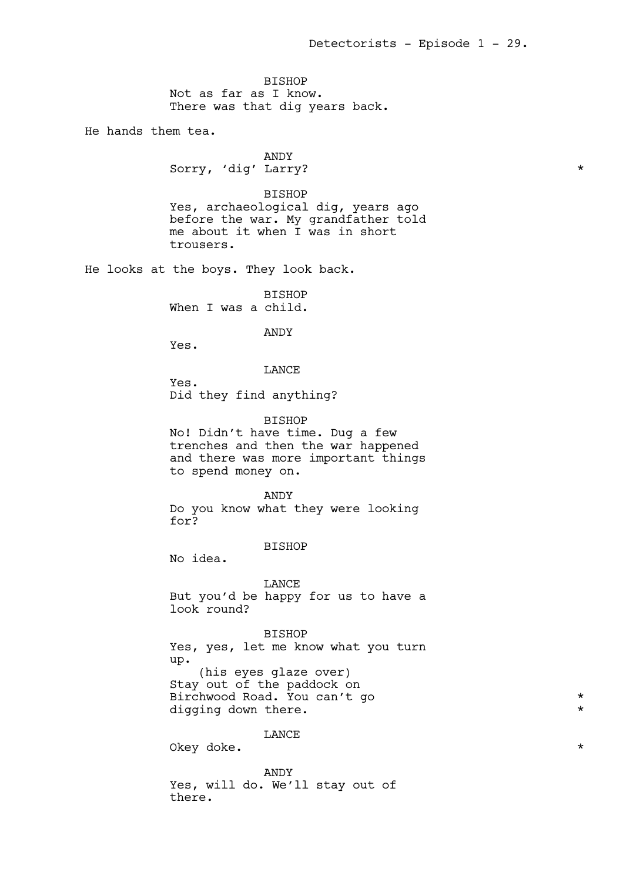BISHOP
Not as far as I know.
There was that dig years back.

He hands them tea.

ANDY
Sorry, 'dig' Larry? *

BISHOP
Yes, archaeological dig, years ago before the war. My grandfather told me about it when I was in short trousers.

He looks at the boys. They look back.

BISHOP
When I was a child.

ANDY
Yes.

LANCE
Yes.
Did they find anything?

BISHOP
No! Didn't have time. Dug a few trenches and then the war happened and there was more important things to spend money on.

ANDY
Do you know what they were looking for?

BISHOP
No idea.

LANCE
But you'd be happy for us to have a look round?

BISHOP
Yes, yes, let me know what you turn up.
(his eyes glaze over)
Stay out of the paddock on Birchwood Road. You can't go *
digging down there. *

LANCE
Okey doke. *

ANDY
Yes, will do. We'll stay out of there.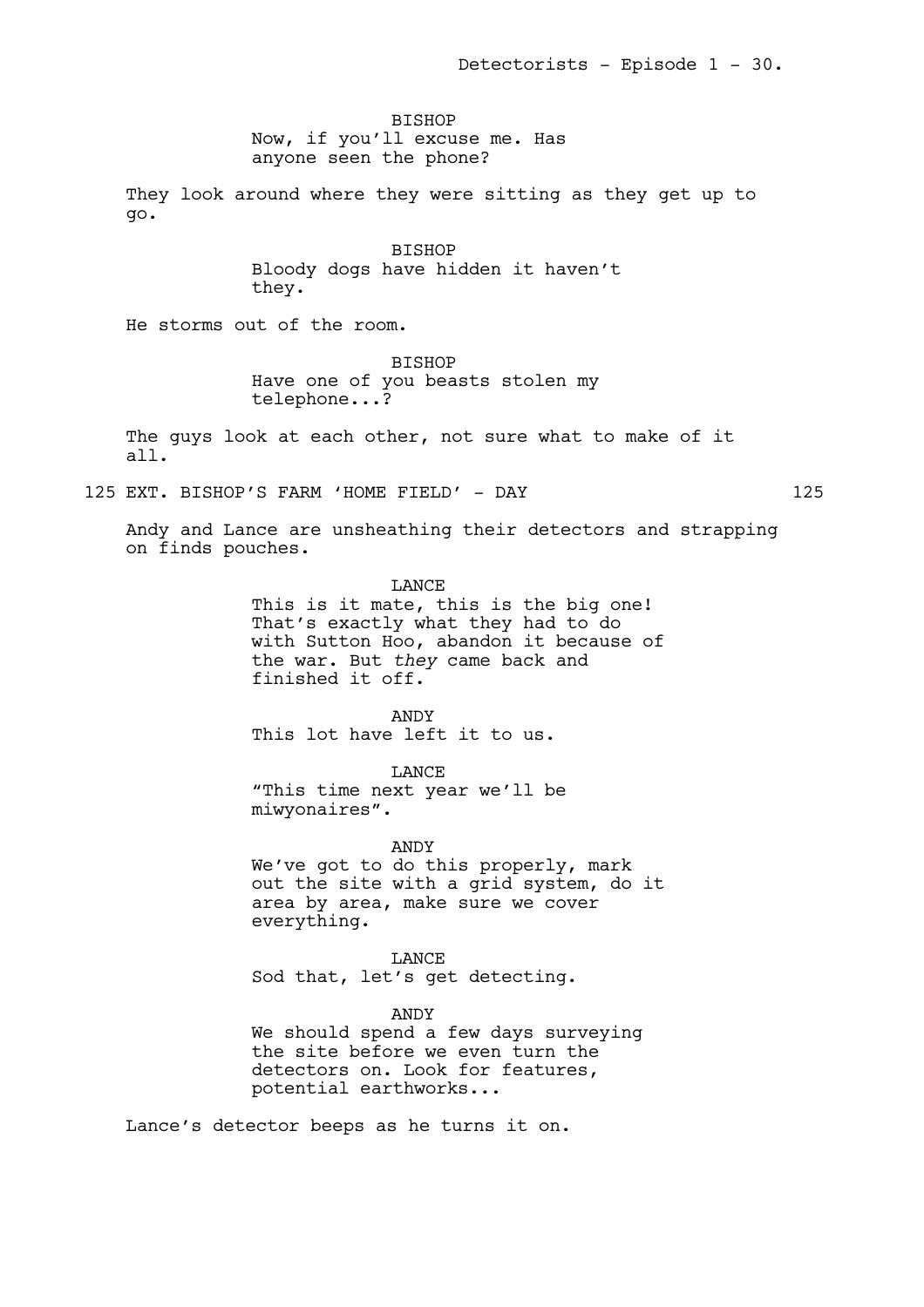BISHOP
Now, if you'll excuse me. Has anyone seen the phone?

They look around where they were sitting as they get up to go.

BISHOP
Bloody dogs have hidden it haven't they.

He storms out of the room.

BISHOP
Have one of you beasts stolen my telephone...?

The guys look at each other, not sure what to make of it all.

125 EXT. BISHOP'S FARM 'HOME FIELD' - DAY 125

Andy and Lance are unsheathing their detectors and strapping on finds pouches.

LANCE
This is it mate, this is the big one! That's exactly what they had to do with Sutton Hoo, abandon it because of the war. But *they* came back and finished it off.

ANDY
This lot have left it to us.

LANCE
"This time next year we'll be miwyonaires".

ANDY
We've got to do this properly, mark out the site with a grid system, do it area by area, make sure we cover everything.

LANCE
Sod that, let's get detecting.

ANDY
We should spend a few days surveying the site before we even turn the detectors on. Look for features, potential earthworks...

Lance's detector beeps as he turns it on.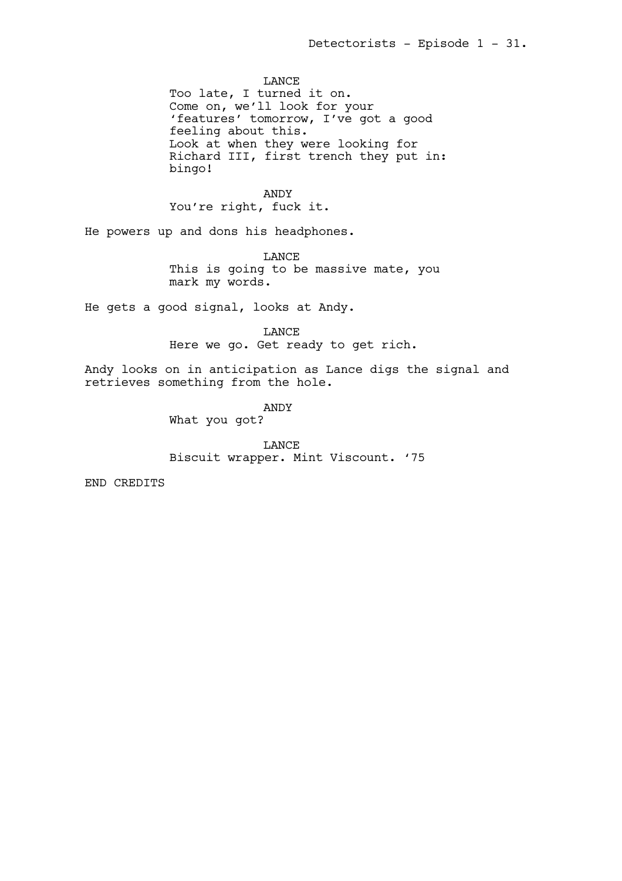LANCE

Too late, I turned it on.
Come on, we'll look for your 'features' tomorrow, I've got a good feeling about this.
Look at when they were looking for Richard III, first trench they put in: bingo!

ANDY

You're right, fuck it.

He powers up and dons his headphones.

LANCE

This is going to be massive mate, you mark my words.

He gets a good signal, looks at Andy.

LANCE

Here we go. Get ready to get rich.

Andy looks on in anticipation as Lance digs the signal and retrieves something from the hole.

ANDY

What you got?

LANCE

Biscuit wrapper. Mint Viscount. '75

END CREDITS